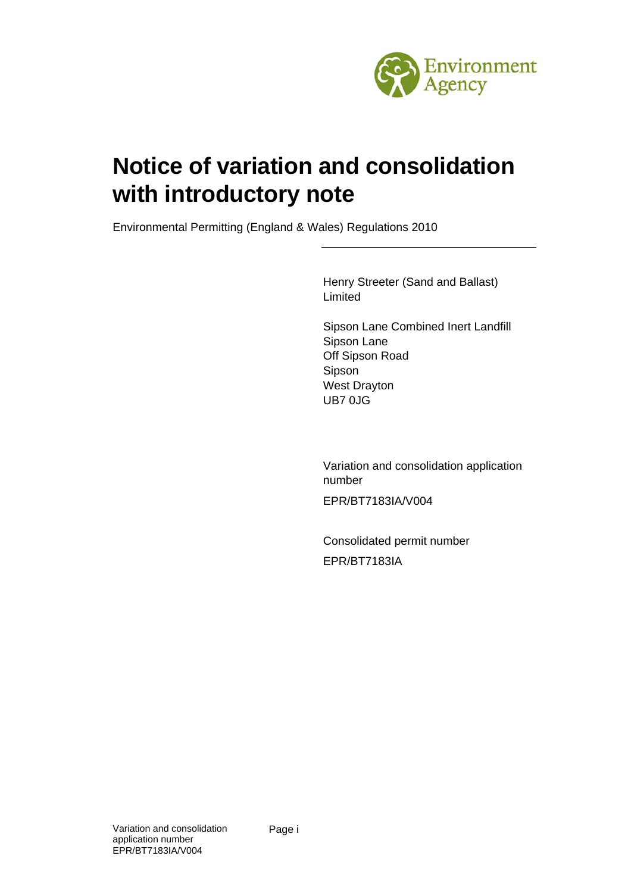# Notice of variation and consolidation with introductory note

Environmental Permitting (England & Wales) Regulations 2010

Henry Streeter (Sand and Ballast) Limited

Sipson Lane Combined Inert Landfill
Sipson Lane
Off Sipson Road
Sipson
West Drayton
UB7 0JG

Variation and consolidation application number

EPR/BT7183IA/V004

Consolidated permit number

EPR/BT7183IA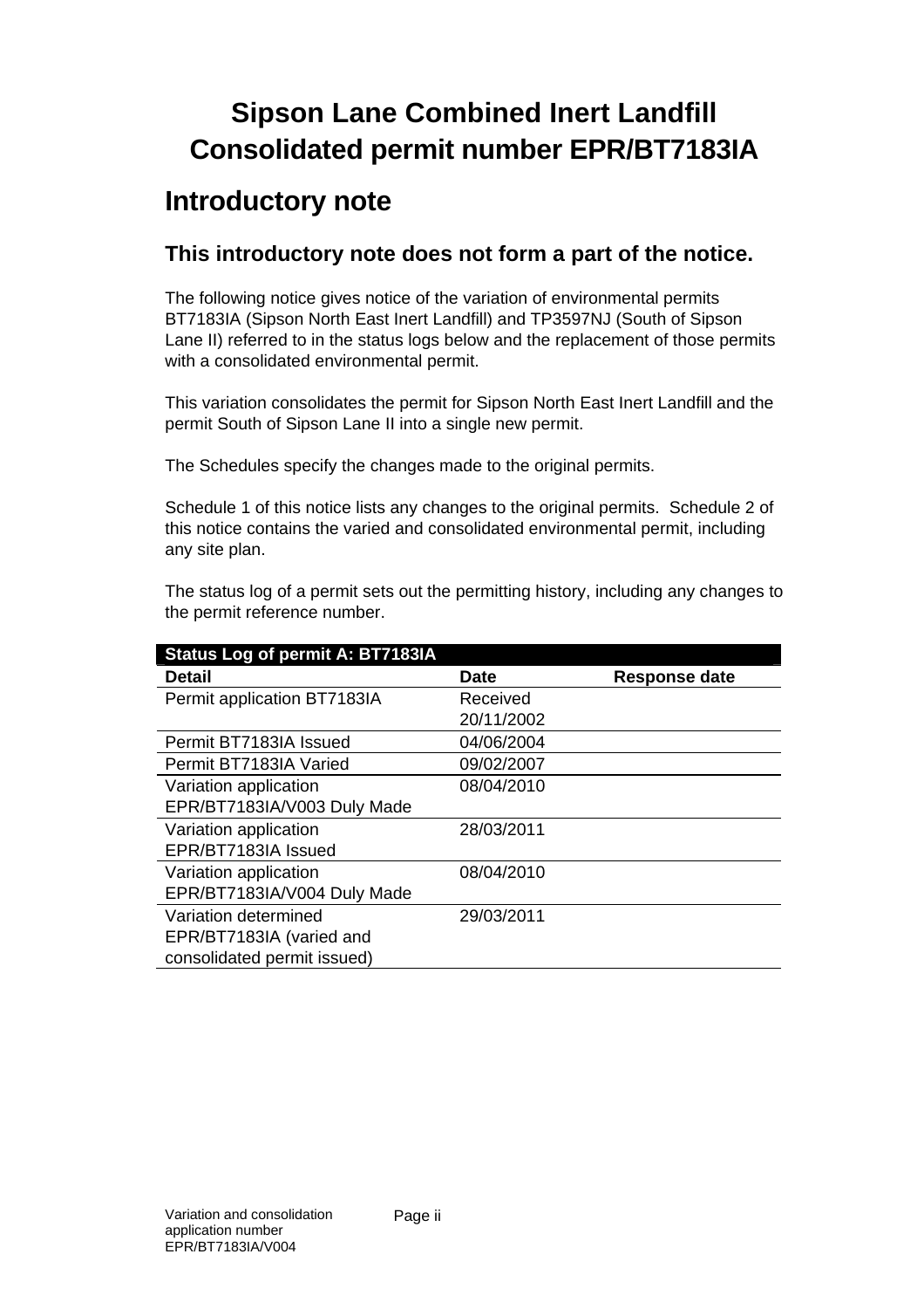# Sipson Lane Combined Inert Landfill
# Consolidated permit number EPR/BT7183IA

## Introductory note

### This introductory note does not form a part of the notice.

The following notice gives notice of the variation of environmental permits BT7183IA (Sipson North East Inert Landfill) and TP3597NJ (South of Sipson Lane II) referred to in the status logs below and the replacement of those permits with a consolidated environmental permit.

This variation consolidates the permit for Sipson North East Inert Landfill and the permit South of Sipson Lane II into a single new permit.

The Schedules specify the changes made to the original permits.

Schedule 1 of this notice lists any changes to the original permits. Schedule 2 of this notice contains the varied and consolidated environmental permit, including any site plan.

The status log of a permit sets out the permitting history, including any changes to the permit reference number.

| Status Log of permit A: BT7183IA | | |
|---|---|---|
| **Detail** | **Date** | **Response date** |
| Permit application BT7183IA | Received 20/11/2002 | |
| Permit BT7183IA Issued | 04/06/2004 | |
| Permit BT7183IA Varied | 09/02/2007 | |
| Variation application EPR/BT7183IA/V003 Duly Made | 08/04/2010 | |
| Variation application EPR/BT7183IA Issued | 28/03/2011 | |
| Variation application EPR/BT7183IA/V004 Duly Made | 08/04/2010 | |
| Variation determined EPR/BT7183IA (varied and consolidated permit issued) | 29/03/2011 | |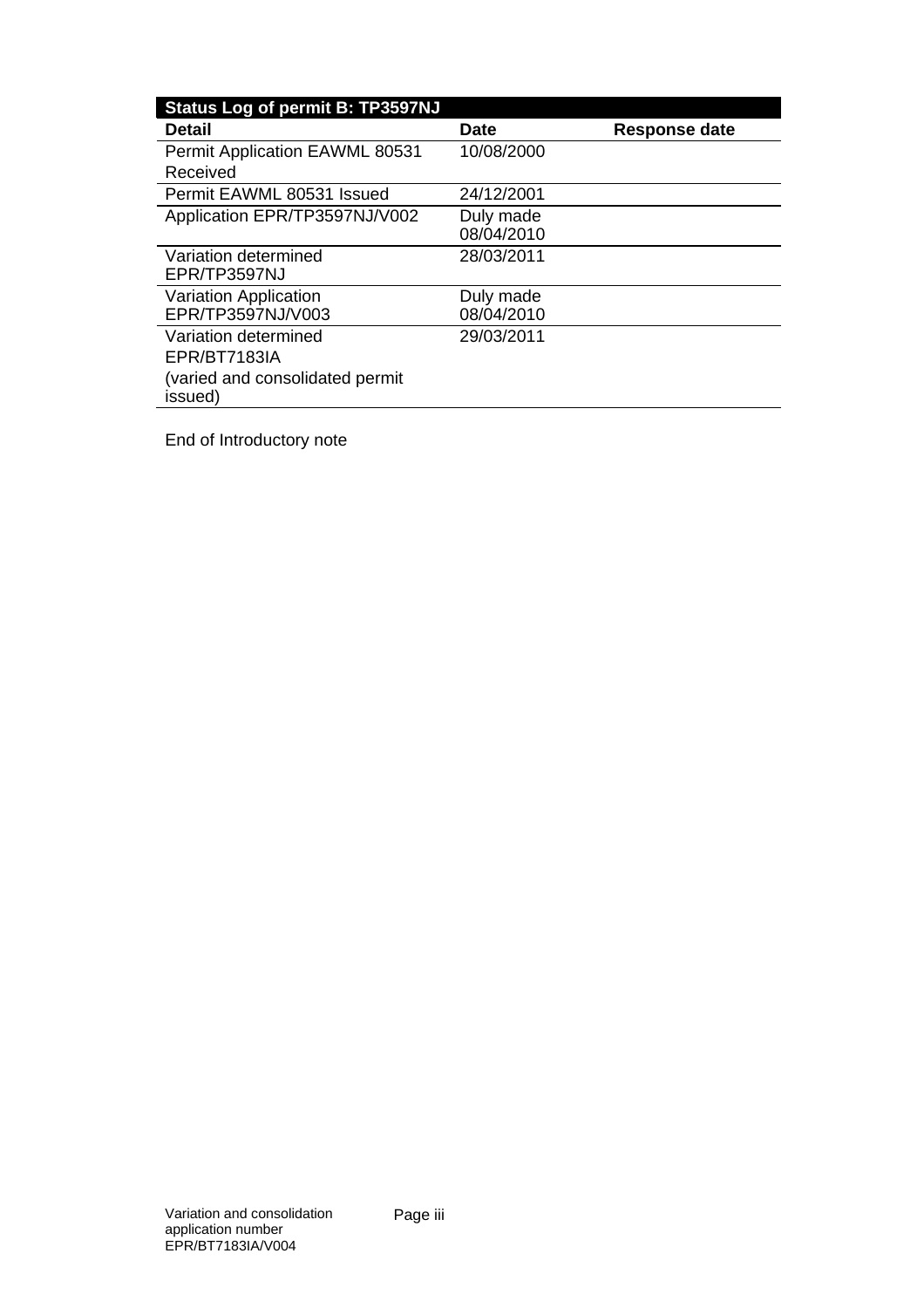| Status Log of permit B: TP3597NJ | | |
|---|---|---|
| **Detail** | **Date** | **Response date** |
| Permit Application EAWML 80531 Received | 10/08/2000 | |
| Permit EAWML 80531 Issued | 24/12/2001 | |
| Application EPR/TP3597NJ/V002 | Duly made 08/04/2010 | |
| Variation determined EPR/TP3597NJ | 28/03/2011 | |
| Variation Application EPR/TP3597NJ/V003 | Duly made 08/04/2010 | |
| Variation determined EPR/BT7183IA (varied and consolidated permit issued) | 29/03/2011 | |

End of Introductory note

Variation and consolidation application number EPR/BT7183IA/V004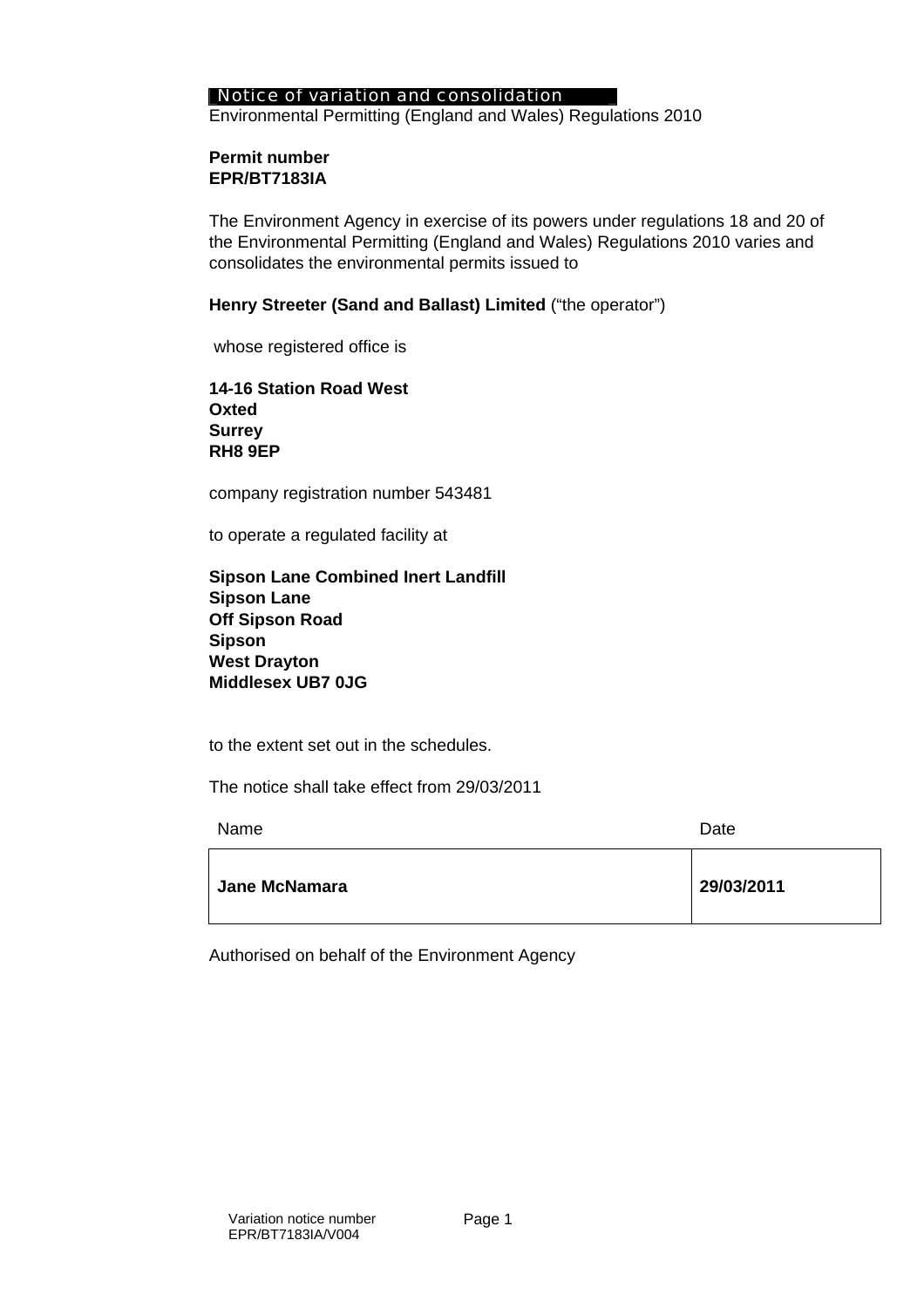# Notice of variation and consolidation

Environmental Permitting (England and Wales) Regulations 2010

**Permit number**
**EPR/BT7183IA**

The Environment Agency in exercise of its powers under regulations 18 and 20 of the Environmental Permitting (England and Wales) Regulations 2010 varies and consolidates the environmental permits issued to

**Henry Streeter (Sand and Ballast) Limited** ("the operator")

whose registered office is

**14-16 Station Road West**
**Oxted**
**Surrey**
**RH8 9EP**

company registration number 543481

to operate a regulated facility at

**Sipson Lane Combined Inert Landfill**
**Sipson Lane**
**Off Sipson Road**
**Sipson**
**West Drayton**
**Middlesex UB7 0JG**

to the extent set out in the schedules.

The notice shall take effect from 29/03/2011

| Name | Date |
| --- | --- |
| **Jane McNamara** | **29/03/2011** |

Authorised on behalf of the Environment Agency

Variation notice number EPR/BT7183IA/V004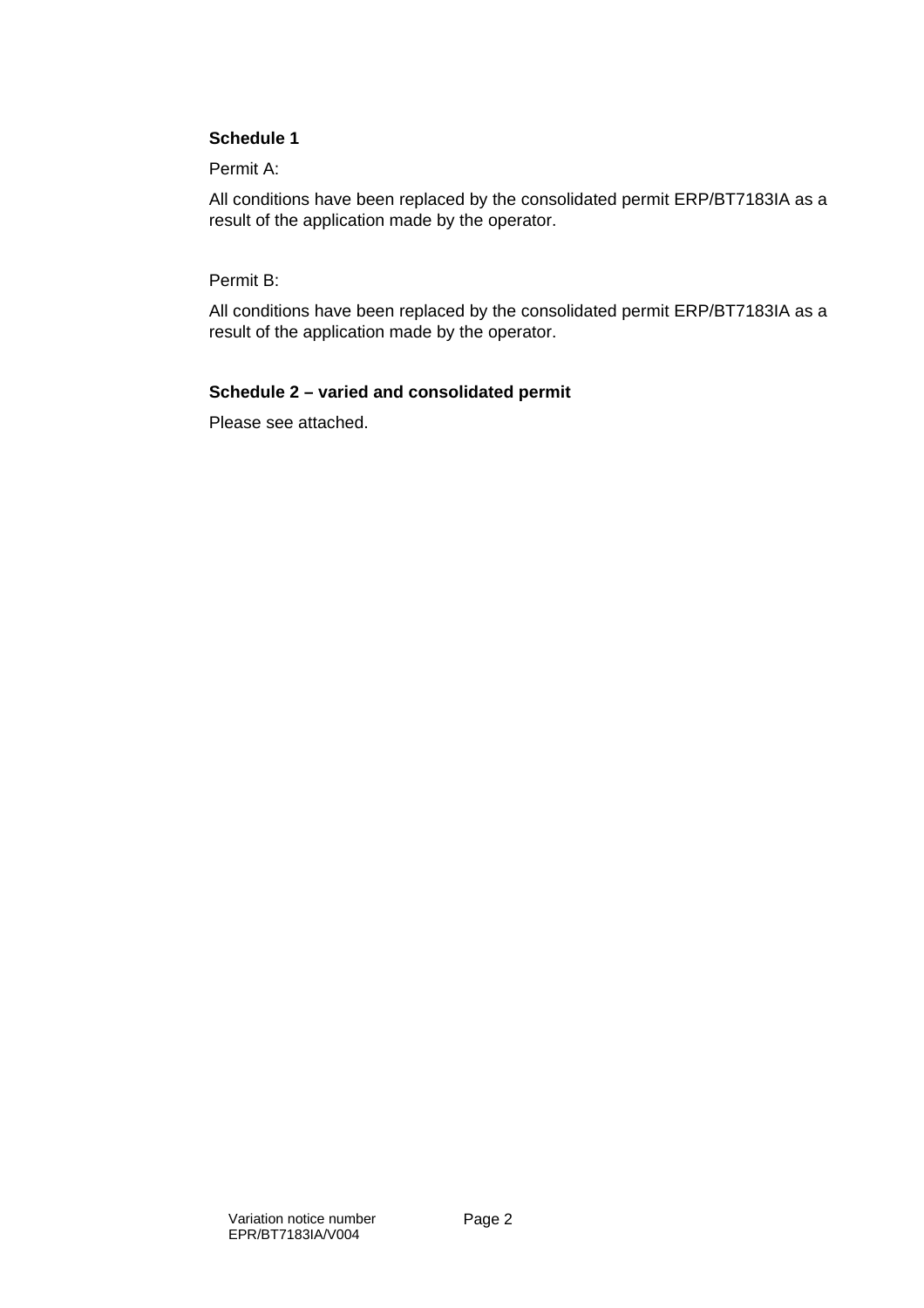**Schedule 1**

Permit A:

All conditions have been replaced by the consolidated permit ERP/BT7183IA as a result of the application made by the operator.

Permit B:

All conditions have been replaced by the consolidated permit ERP/BT7183IA as a result of the application made by the operator.

**Schedule 2 – varied and consolidated permit**

Please see attached.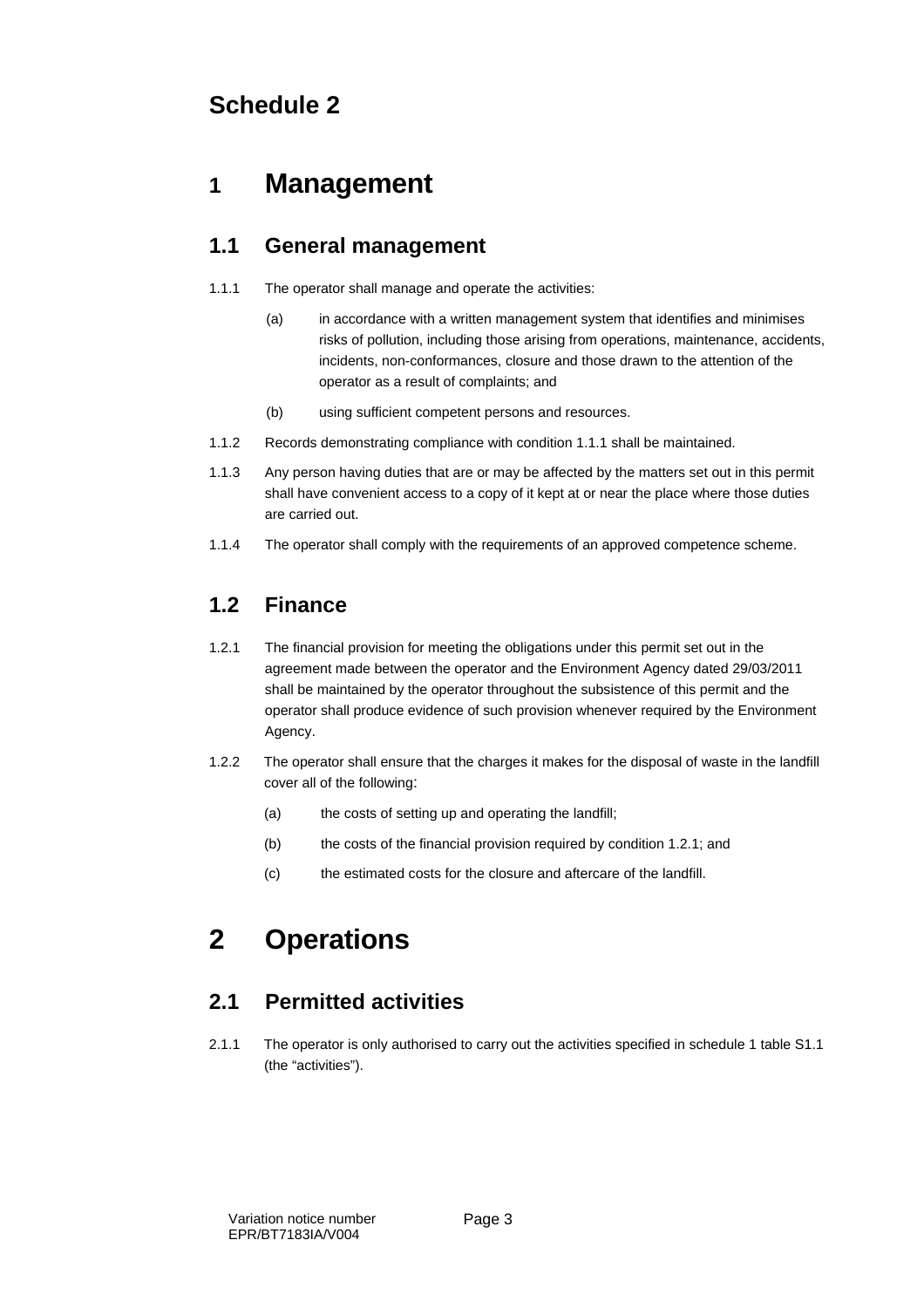# Schedule 2

## 1 Management

### 1.1 General management

1.1.1 The operator shall manage and operate the activities:

(a) in accordance with a written management system that identifies and minimises risks of pollution, including those arising from operations, maintenance, accidents, incidents, non-conformances, closure and those drawn to the attention of the operator as a result of complaints; and

(b) using sufficient competent persons and resources.

1.1.2 Records demonstrating compliance with condition 1.1.1 shall be maintained.

1.1.3 Any person having duties that are or may be affected by the matters set out in this permit shall have convenient access to a copy of it kept at or near the place where those duties are carried out.

1.1.4 The operator shall comply with the requirements of an approved competence scheme.

### 1.2 Finance

1.2.1 The financial provision for meeting the obligations under this permit set out in the agreement made between the operator and the Environment Agency dated 29/03/2011 shall be maintained by the operator throughout the subsistence of this permit and the operator shall produce evidence of such provision whenever required by the Environment Agency.

1.2.2 The operator shall ensure that the charges it makes for the disposal of waste in the landfill cover all of the following:

(a) the costs of setting up and operating the landfill;

(b) the costs of the financial provision required by condition 1.2.1; and

(c) the estimated costs for the closure and aftercare of the landfill.

## 2 Operations

### 2.1 Permitted activities

2.1.1 The operator is only authorised to carry out the activities specified in schedule 1 table S1.1 (the "activities").

Variation notice number EPR/BT7183IA/V004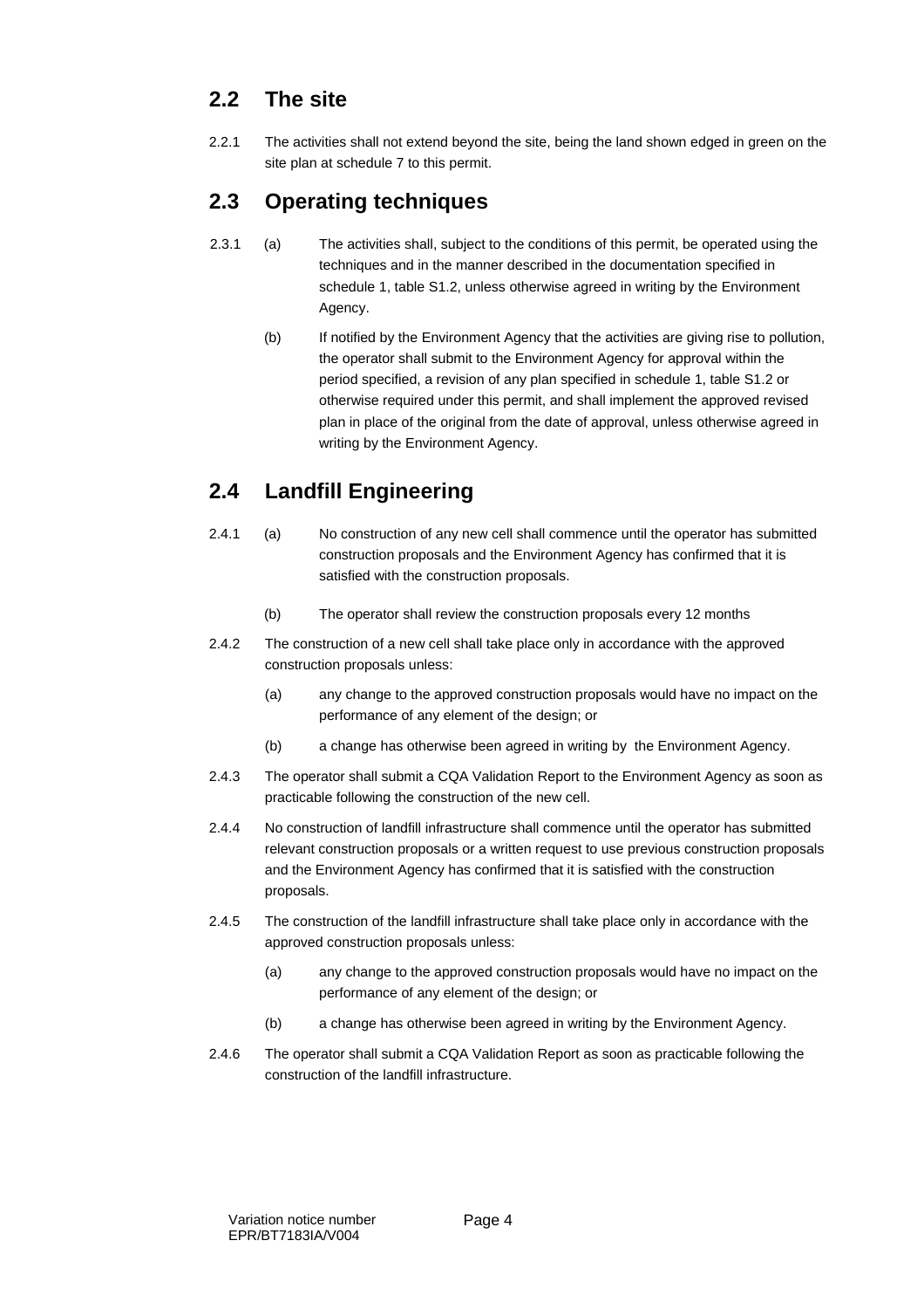## 2.2 The site

2.2.1 The activities shall not extend beyond the site, being the land shown edged in green on the site plan at schedule 7 to this permit.

## 2.3 Operating techniques

2.3.1 (a) The activities shall, subject to the conditions of this permit, be operated using the techniques and in the manner described in the documentation specified in schedule 1, table S1.2, unless otherwise agreed in writing by the Environment Agency.

(b) If notified by the Environment Agency that the activities are giving rise to pollution, the operator shall submit to the Environment Agency for approval within the period specified, a revision of any plan specified in schedule 1, table S1.2 or otherwise required under this permit, and shall implement the approved revised plan in place of the original from the date of approval, unless otherwise agreed in writing by the Environment Agency.

## 2.4 Landfill Engineering

2.4.1 (a) No construction of any new cell shall commence until the operator has submitted construction proposals and the Environment Agency has confirmed that it is satisfied with the construction proposals.

(b) The operator shall review the construction proposals every 12 months

2.4.2 The construction of a new cell shall take place only in accordance with the approved construction proposals unless:

(a) any change to the approved construction proposals would have no impact on the performance of any element of the design; or

(b) a change has otherwise been agreed in writing by the Environment Agency.

2.4.3 The operator shall submit a CQA Validation Report to the Environment Agency as soon as practicable following the construction of the new cell.

2.4.4 No construction of landfill infrastructure shall commence until the operator has submitted relevant construction proposals or a written request to use previous construction proposals and the Environment Agency has confirmed that it is satisfied with the construction proposals.

2.4.5 The construction of the landfill infrastructure shall take place only in accordance with the approved construction proposals unless:

(a) any change to the approved construction proposals would have no impact on the performance of any element of the design; or

(b) a change has otherwise been agreed in writing by the Environment Agency.

2.4.6 The operator shall submit a CQA Validation Report as soon as practicable following the construction of the landfill infrastructure.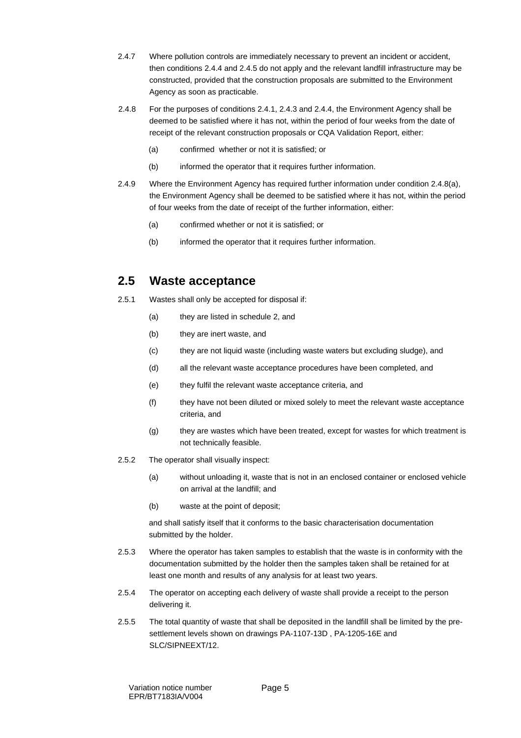2.4.7 Where pollution controls are immediately necessary to prevent an incident or accident, then conditions 2.4.4 and 2.4.5 do not apply and the relevant landfill infrastructure may be constructed, provided that the construction proposals are submitted to the Environment Agency as soon as practicable.

2.4.8 For the purposes of conditions 2.4.1, 2.4.3 and 2.4.4, the Environment Agency shall be deemed to be satisfied where it has not, within the period of four weeks from the date of receipt of the relevant construction proposals or CQA Validation Report, either:

(a) confirmed whether or not it is satisfied; or

(b) informed the operator that it requires further information.

2.4.9 Where the Environment Agency has required further information under condition 2.4.8(a), the Environment Agency shall be deemed to be satisfied where it has not, within the period of four weeks from the date of receipt of the further information, either:

(a) confirmed whether or not it is satisfied; or

(b) informed the operator that it requires further information.

## 2.5 Waste acceptance

2.5.1 Wastes shall only be accepted for disposal if:

(a) they are listed in schedule 2, and

(b) they are inert waste, and

(c) they are not liquid waste (including waste waters but excluding sludge), and

(d) all the relevant waste acceptance procedures have been completed, and

(e) they fulfil the relevant waste acceptance criteria, and

(f) they have not been diluted or mixed solely to meet the relevant waste acceptance criteria, and

(g) they are wastes which have been treated, except for wastes for which treatment is not technically feasible.

2.5.2 The operator shall visually inspect:

(a) without unloading it, waste that is not in an enclosed container or enclosed vehicle on arrival at the landfill; and

(b) waste at the point of deposit;

and shall satisfy itself that it conforms to the basic characterisation documentation submitted by the holder.

2.5.3 Where the operator has taken samples to establish that the waste is in conformity with the documentation submitted by the holder then the samples taken shall be retained for at least one month and results of any analysis for at least two years.

2.5.4 The operator on accepting each delivery of waste shall provide a receipt to the person delivering it.

2.5.5 The total quantity of waste that shall be deposited in the landfill shall be limited by the pre-settlement levels shown on drawings PA-1107-13D , PA-1205-16E and SLC/SIPNEEXT/12.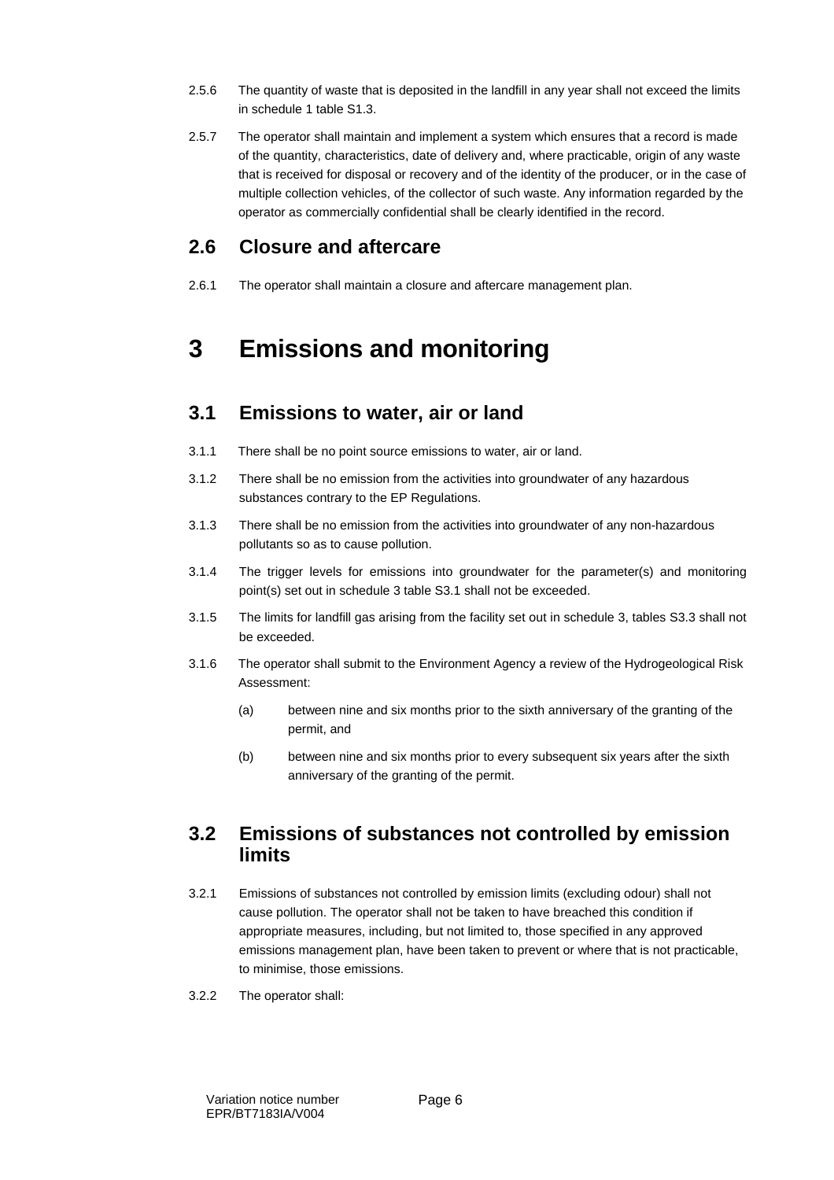2.5.6 The quantity of waste that is deposited in the landfill in any year shall not exceed the limits in schedule 1 table S1.3.

2.5.7 The operator shall maintain and implement a system which ensures that a record is made of the quantity, characteristics, date of delivery and, where practicable, origin of any waste that is received for disposal or recovery and of the identity of the producer, or in the case of multiple collection vehicles, of the collector of such waste. Any information regarded by the operator as commercially confidential shall be clearly identified in the record.

## 2.6 Closure and aftercare

2.6.1 The operator shall maintain a closure and aftercare management plan.

# 3 Emissions and monitoring

## 3.1 Emissions to water, air or land

3.1.1 There shall be no point source emissions to water, air or land.

3.1.2 There shall be no emission from the activities into groundwater of any hazardous substances contrary to the EP Regulations.

3.1.3 There shall be no emission from the activities into groundwater of any non-hazardous pollutants so as to cause pollution.

3.1.4 The trigger levels for emissions into groundwater for the parameter(s) and monitoring point(s) set out in schedule 3 table S3.1 shall not be exceeded.

3.1.5 The limits for landfill gas arising from the facility set out in schedule 3, tables S3.3 shall not be exceeded.

3.1.6 The operator shall submit to the Environment Agency a review of the Hydrogeological Risk Assessment:

- (a) between nine and six months prior to the sixth anniversary of the granting of the permit, and
- (b) between nine and six months prior to every subsequent six years after the sixth anniversary of the granting of the permit.

## 3.2 Emissions of substances not controlled by emission limits

3.2.1 Emissions of substances not controlled by emission limits (excluding odour) shall not cause pollution. The operator shall not be taken to have breached this condition if appropriate measures, including, but not limited to, those specified in any approved emissions management plan, have been taken to prevent or where that is not practicable, to minimise, those emissions.

3.2.2 The operator shall: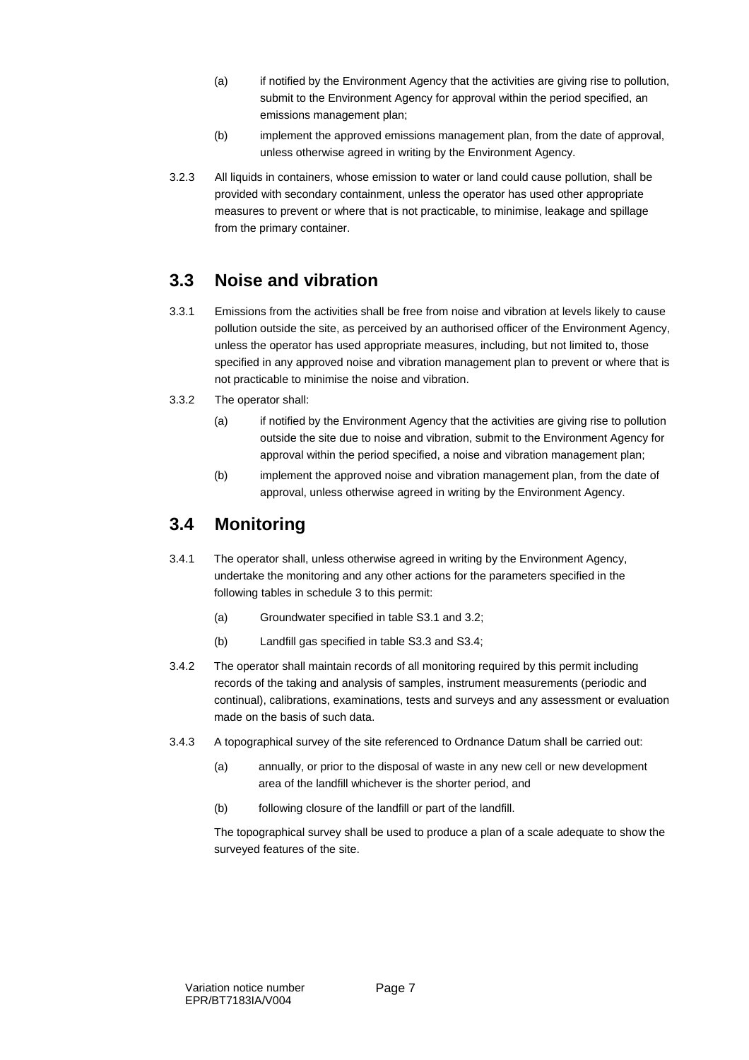(a) if notified by the Environment Agency that the activities are giving rise to pollution, submit to the Environment Agency for approval within the period specified, an emissions management plan;

(b) implement the approved emissions management plan, from the date of approval, unless otherwise agreed in writing by the Environment Agency.

3.2.3 All liquids in containers, whose emission to water or land could cause pollution, shall be provided with secondary containment, unless the operator has used other appropriate measures to prevent or where that is not practicable, to minimise, leakage and spillage from the primary container.

## 3.3 Noise and vibration

3.3.1 Emissions from the activities shall be free from noise and vibration at levels likely to cause pollution outside the site, as perceived by an authorised officer of the Environment Agency, unless the operator has used appropriate measures, including, but not limited to, those specified in any approved noise and vibration management plan to prevent or where that is not practicable to minimise the noise and vibration.

3.3.2 The operator shall:

(a) if notified by the Environment Agency that the activities are giving rise to pollution outside the site due to noise and vibration, submit to the Environment Agency for approval within the period specified, a noise and vibration management plan;

(b) implement the approved noise and vibration management plan, from the date of approval, unless otherwise agreed in writing by the Environment Agency.

## 3.4 Monitoring

3.4.1 The operator shall, unless otherwise agreed in writing by the Environment Agency, undertake the monitoring and any other actions for the parameters specified in the following tables in schedule 3 to this permit:

(a) Groundwater specified in table S3.1 and 3.2;

(b) Landfill gas specified in table S3.3 and S3.4;

3.4.2 The operator shall maintain records of all monitoring required by this permit including records of the taking and analysis of samples, instrument measurements (periodic and continual), calibrations, examinations, tests and surveys and any assessment or evaluation made on the basis of such data.

3.4.3 A topographical survey of the site referenced to Ordnance Datum shall be carried out:

(a) annually, or prior to the disposal of waste in any new cell or new development area of the landfill whichever is the shorter period, and

(b) following closure of the landfill or part of the landfill.

The topographical survey shall be used to produce a plan of a scale adequate to show the surveyed features of the site.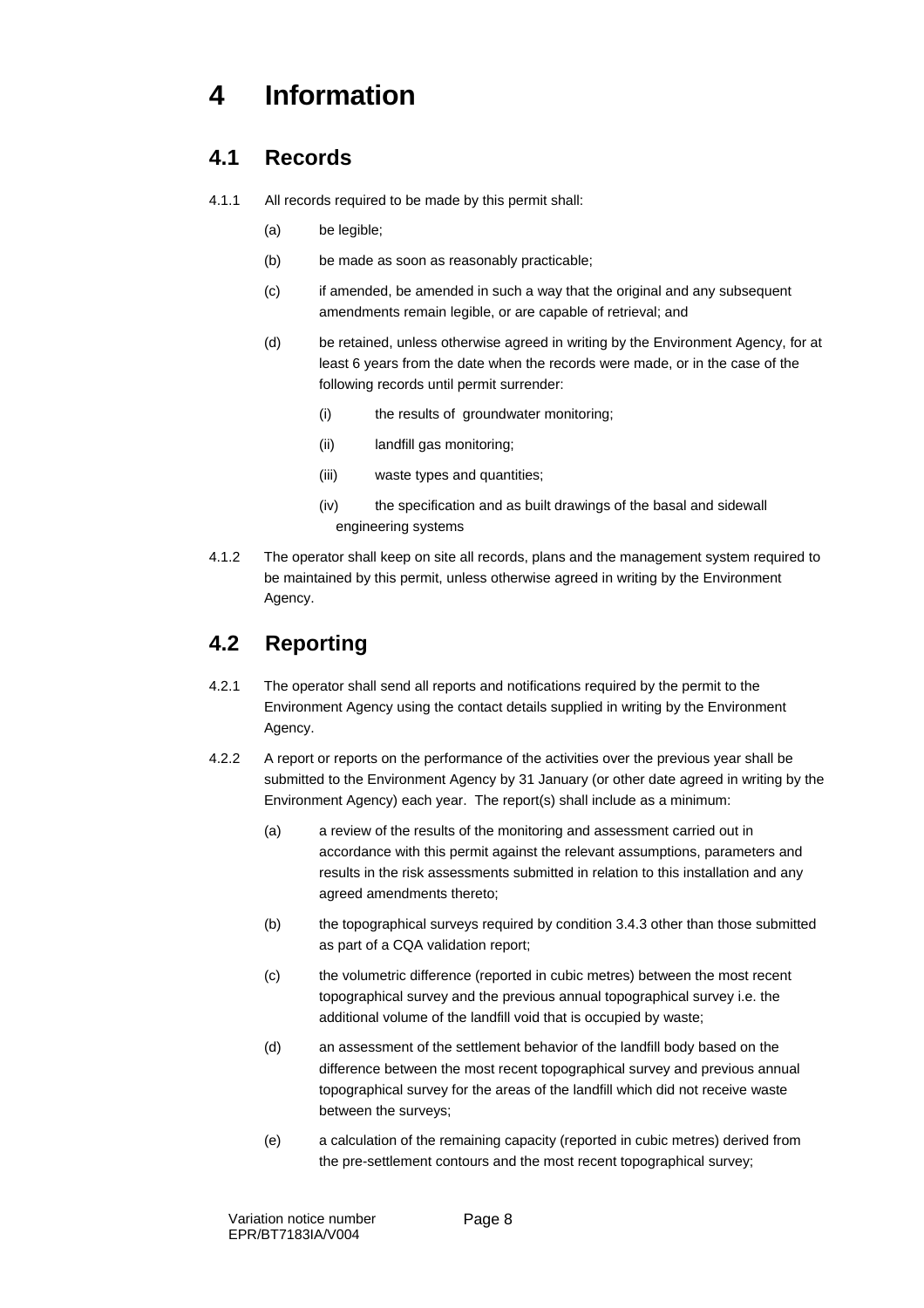# 4 Information

## 4.1 Records

4.1.1 All records required to be made by this permit shall:

(a) be legible;

(b) be made as soon as reasonably practicable;

(c) if amended, be amended in such a way that the original and any subsequent amendments remain legible, or are capable of retrieval; and

(d) be retained, unless otherwise agreed in writing by the Environment Agency, for at least 6 years from the date when the records were made, or in the case of the following records until permit surrender:

(i) the results of groundwater monitoring;

(ii) landfill gas monitoring;

(iii) waste types and quantities;

(iv) the specification and as built drawings of the basal and sidewall engineering systems

4.1.2 The operator shall keep on site all records, plans and the management system required to be maintained by this permit, unless otherwise agreed in writing by the Environment Agency.

## 4.2 Reporting

4.2.1 The operator shall send all reports and notifications required by the permit to the Environment Agency using the contact details supplied in writing by the Environment Agency.

4.2.2 A report or reports on the performance of the activities over the previous year shall be submitted to the Environment Agency by 31 January (or other date agreed in writing by the Environment Agency) each year. The report(s) shall include as a minimum:

(a) a review of the results of the monitoring and assessment carried out in accordance with this permit against the relevant assumptions, parameters and results in the risk assessments submitted in relation to this installation and any agreed amendments thereto;

(b) the topographical surveys required by condition 3.4.3 other than those submitted as part of a CQA validation report;

(c) the volumetric difference (reported in cubic metres) between the most recent topographical survey and the previous annual topographical survey i.e. the additional volume of the landfill void that is occupied by waste;

(d) an assessment of the settlement behavior of the landfill body based on the difference between the most recent topographical survey and previous annual topographical survey for the areas of the landfill which did not receive waste between the surveys;

(e) a calculation of the remaining capacity (reported in cubic metres) derived from the pre-settlement contours and the most recent topographical survey;

Variation notice number EPR/BT7183IA/V004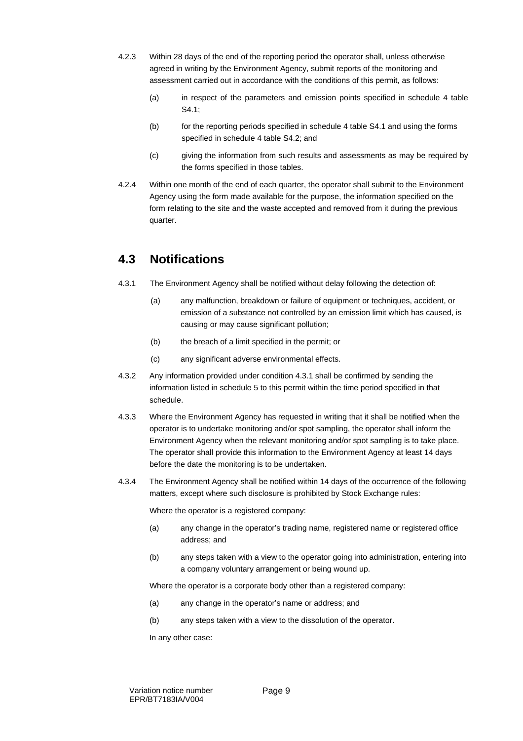4.2.3 Within 28 days of the end of the reporting period the operator shall, unless otherwise agreed in writing by the Environment Agency, submit reports of the monitoring and assessment carried out in accordance with the conditions of this permit, as follows:

(a) in respect of the parameters and emission points specified in schedule 4 table S4.1;

(b) for the reporting periods specified in schedule 4 table S4.1 and using the forms specified in schedule 4 table S4.2; and

(c) giving the information from such results and assessments as may be required by the forms specified in those tables.

4.2.4 Within one month of the end of each quarter, the operator shall submit to the Environment Agency using the form made available for the purpose, the information specified on the form relating to the site and the waste accepted and removed from it during the previous quarter.

## 4.3 Notifications

4.3.1 The Environment Agency shall be notified without delay following the detection of:

(a) any malfunction, breakdown or failure of equipment or techniques, accident, or emission of a substance not controlled by an emission limit which has caused, is causing or may cause significant pollution;

(b) the breach of a limit specified in the permit; or

(c) any significant adverse environmental effects.

4.3.2 Any information provided under condition 4.3.1 shall be confirmed by sending the information listed in schedule 5 to this permit within the time period specified in that schedule.

4.3.3 Where the Environment Agency has requested in writing that it shall be notified when the operator is to undertake monitoring and/or spot sampling, the operator shall inform the Environment Agency when the relevant monitoring and/or spot sampling is to take place. The operator shall provide this information to the Environment Agency at least 14 days before the date the monitoring is to be undertaken.

4.3.4 The Environment Agency shall be notified within 14 days of the occurrence of the following matters, except where such disclosure is prohibited by Stock Exchange rules:

Where the operator is a registered company:

(a) any change in the operator's trading name, registered name or registered office address; and

(b) any steps taken with a view to the operator going into administration, entering into a company voluntary arrangement or being wound up.

Where the operator is a corporate body other than a registered company:

(a) any change in the operator's name or address; and

(b) any steps taken with a view to the dissolution of the operator.

In any other case: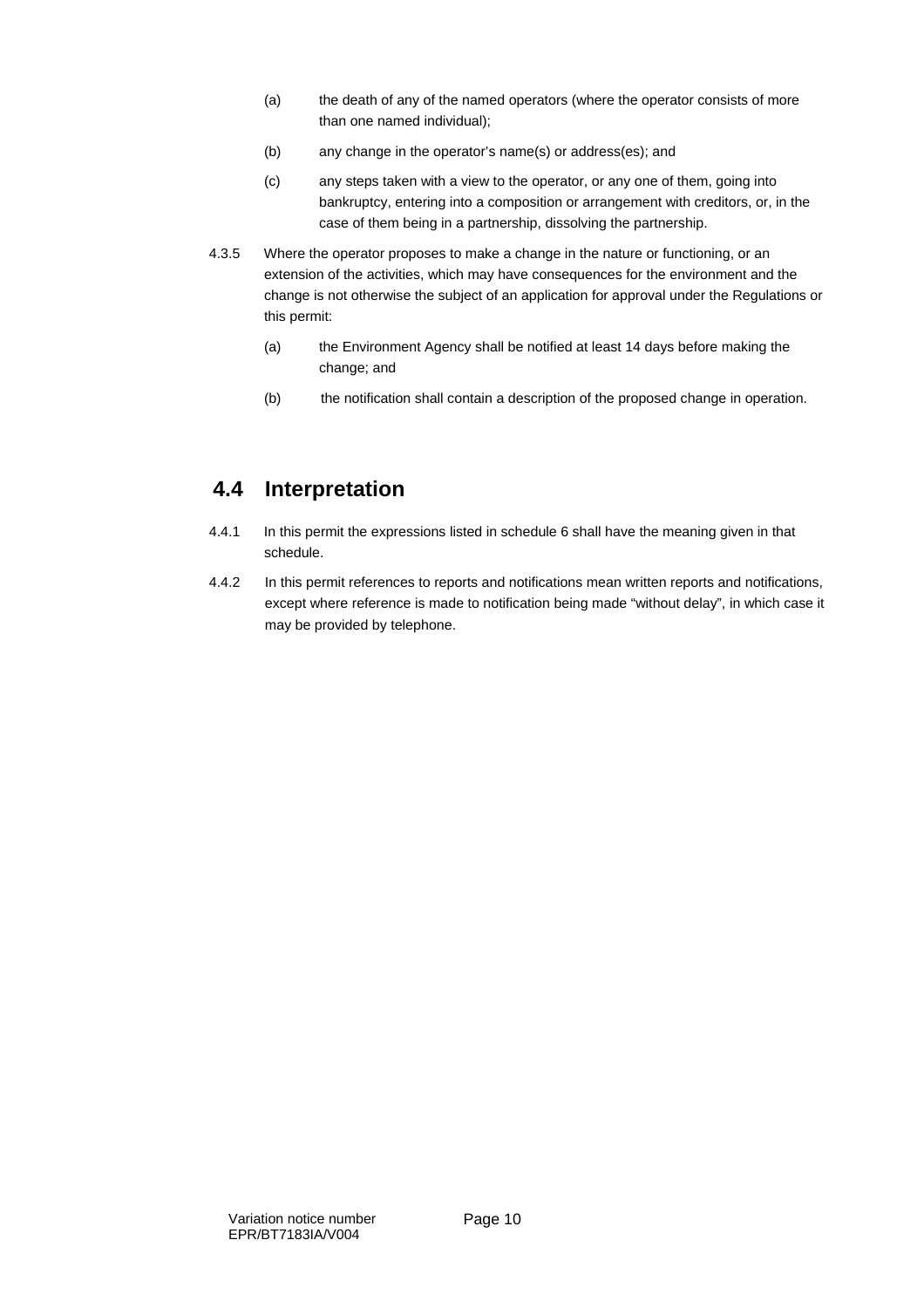(a) the death of any of the named operators (where the operator consists of more than one named individual);

(b) any change in the operator's name(s) or address(es); and

(c) any steps taken with a view to the operator, or any one of them, going into bankruptcy, entering into a composition or arrangement with creditors, or, in the case of them being in a partnership, dissolving the partnership.

4.3.5 Where the operator proposes to make a change in the nature or functioning, or an extension of the activities, which may have consequences for the environment and the change is not otherwise the subject of an application for approval under the Regulations or this permit:

(a) the Environment Agency shall be notified at least 14 days before making the change; and

(b) the notification shall contain a description of the proposed change in operation.

## 4.4 Interpretation

4.4.1 In this permit the expressions listed in schedule 6 shall have the meaning given in that schedule.

4.4.2 In this permit references to reports and notifications mean written reports and notifications, except where reference is made to notification being made "without delay", in which case it may be provided by telephone.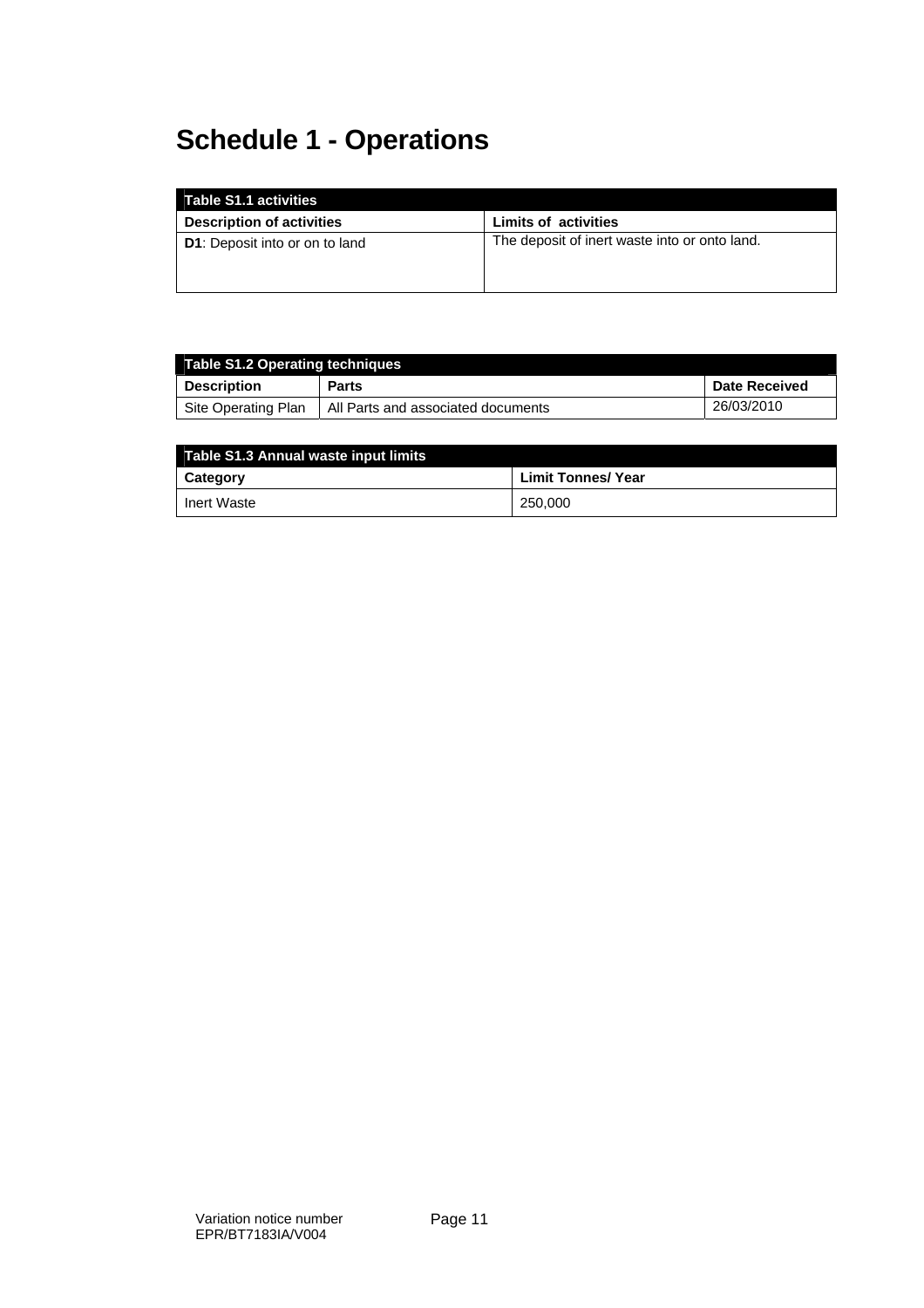# Schedule 1 - Operations

| Table S1.1 activities | |
|---|---|
| **Description of activities** | **Limits of activities** |
| **D1**: Deposit into or on to land | The deposit of inert waste into or onto land. |

| Table S1.2 Operating techniques | | |
|---|---|---|
| **Description** | **Parts** | **Date Received** |
| Site Operating Plan | All Parts and associated documents | 26/03/2010 |

| Table S1.3 Annual waste input limits | |
|---|---|
| **Category** | **Limit Tonnes/ Year** |
| Inert Waste | 250,000 |

Variation notice number
EPR/BT7183IA/V004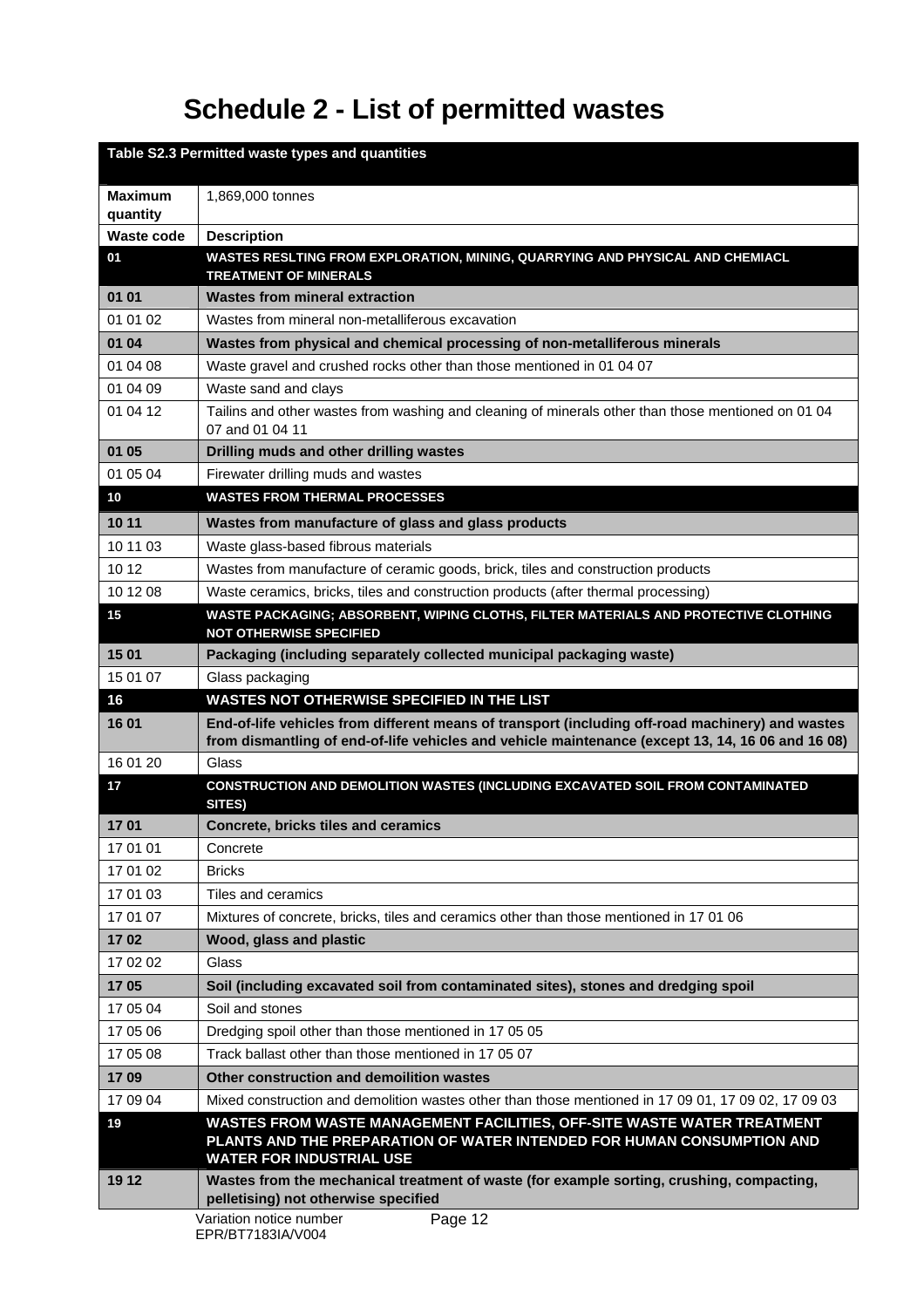# Schedule 2 - List of permitted wastes

| Table S2.3 Permitted waste types and quantities | |
|---|---|
| **Maximum quantity** | 1,869,000 tonnes |
| **Waste code** | **Description** |
| **01** | **WASTES RESLTING FROM EXPLORATION, MINING, QUARRYING AND PHYSICAL AND CHEMIACL TREATMENT OF MINERALS** |
| **01 01** | **Wastes from mineral extraction** |
| 01 01 02 | Wastes from mineral non-metalliferous excavation |
| **01 04** | **Wastes from physical and chemical processing of non-metalliferous minerals** |
| 01 04 08 | Waste gravel and crushed rocks other than those mentioned in 01 04 07 |
| 01 04 09 | Waste sand and clays |
| 01 04 12 | Tailins and other wastes from washing and cleaning of minerals other than those mentioned on 01 04 07 and 01 04 11 |
| **01 05** | **Drilling muds and other drilling wastes** |
| 01 05 04 | Firewater drilling muds and wastes |
| **10** | **WASTES FROM THERMAL PROCESSES** |
| **10 11** | **Wastes from manufacture of glass and glass products** |
| 10 11 03 | Waste glass-based fibrous materials |
| 10 12 | Wastes from manufacture of ceramic goods, brick, tiles and construction products |
| 10 12 08 | Waste ceramics, bricks, tiles and construction products (after thermal processing) |
| **15** | **WASTE PACKAGING; ABSORBENT, WIPING CLOTHS, FILTER MATERIALS AND PROTECTIVE CLOTHING NOT OTHERWISE SPECIFIED** |
| **15 01** | **Packaging (including separately collected municipal packaging waste)** |
| 15 01 07 | Glass packaging |
| **16** | **WASTES NOT OTHERWISE SPECIFIED IN THE LIST** |
| **16 01** | **End-of-life vehicles from different means of transport (including off-road machinery) and wastes from dismantling of end-of-life vehicles and vehicle maintenance (except 13, 14, 16 06 and 16 08)** |
| 16 01 20 | Glass |
| **17** | **CONSTRUCTION AND DEMOLITION WASTES (INCLUDING EXCAVATED SOIL FROM CONTAMINATED SITES)** |
| **17 01** | **Concrete, bricks tiles and ceramics** |
| 17 01 01 | Concrete |
| 17 01 02 | Bricks |
| 17 01 03 | Tiles and ceramics |
| 17 01 07 | Mixtures of concrete, bricks, tiles and ceramics other than those mentioned in 17 01 06 |
| **17 02** | **Wood, glass and plastic** |
| 17 02 02 | Glass |
| **17 05** | **Soil (including excavated soil from contaminated sites), stones and dredging spoil** |
| 17 05 04 | Soil and stones |
| 17 05 06 | Dredging spoil other than those mentioned in 17 05 05 |
| 17 05 08 | Track ballast other than those mentioned in 17 05 07 |
| **17 09** | **Other construction and demoilition wastes** |
| 17 09 04 | Mixed construction and demolition wastes other than those mentioned in 17 09 01, 17 09 02, 17 09 03 |
| **19** | **WASTES FROM WASTE MANAGEMENT FACILITIES, OFF-SITE WASTE WATER TREATMENT PLANTS AND THE PREPARATION OF WATER INTENDED FOR HUMAN CONSUMPTION AND WATER FOR INDUSTRIAL USE** |
| **19 12** | **Wastes from the mechanical treatment of waste (for example sorting, crushing, compacting, pelletising) not otherwise specified** |

Variation notice number EPR/BT7183IA/V004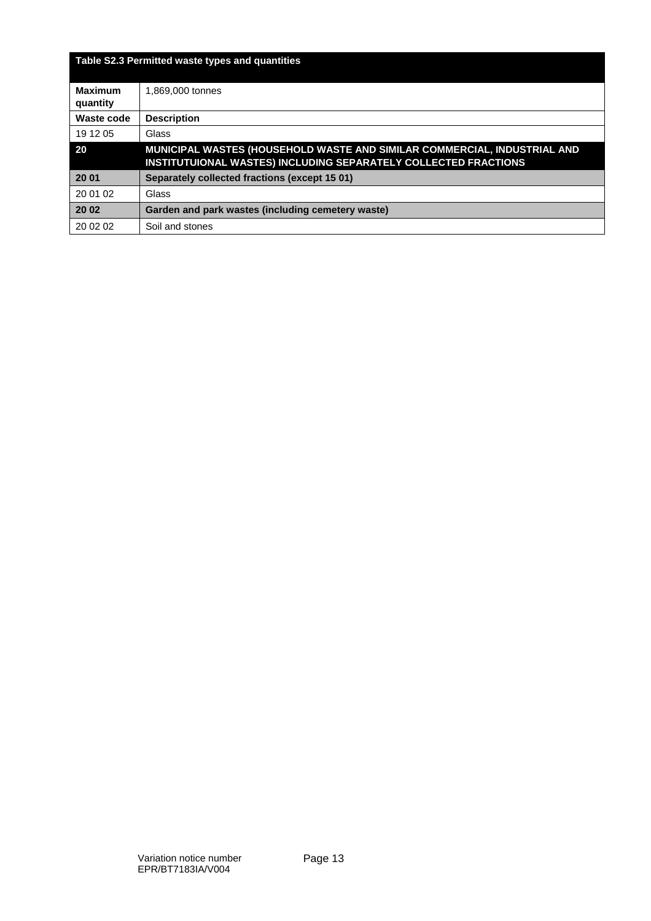| Table S2.3 Permitted waste types and quantities | |
|---|---|
| **Maximum quantity** | 1,869,000 tonnes |
| **Waste code** | **Description** |
| 19 12 05 | Glass |
| **20** | **MUNICIPAL WASTES (HOUSEHOLD WASTE AND SIMILAR COMMERCIAL, INDUSTRIAL AND INSTITUTUIONAL WASTES) INCLUDING SEPARATELY COLLECTED FRACTIONS** |
| **20 01** | **Separately collected fractions (except 15 01)** |
| 20 01 02 | Glass |
| **20 02** | **Garden and park wastes (including cemetery waste)** |
| 20 02 02 | Soil and stones |

Variation notice number EPR/BT7183IA/V004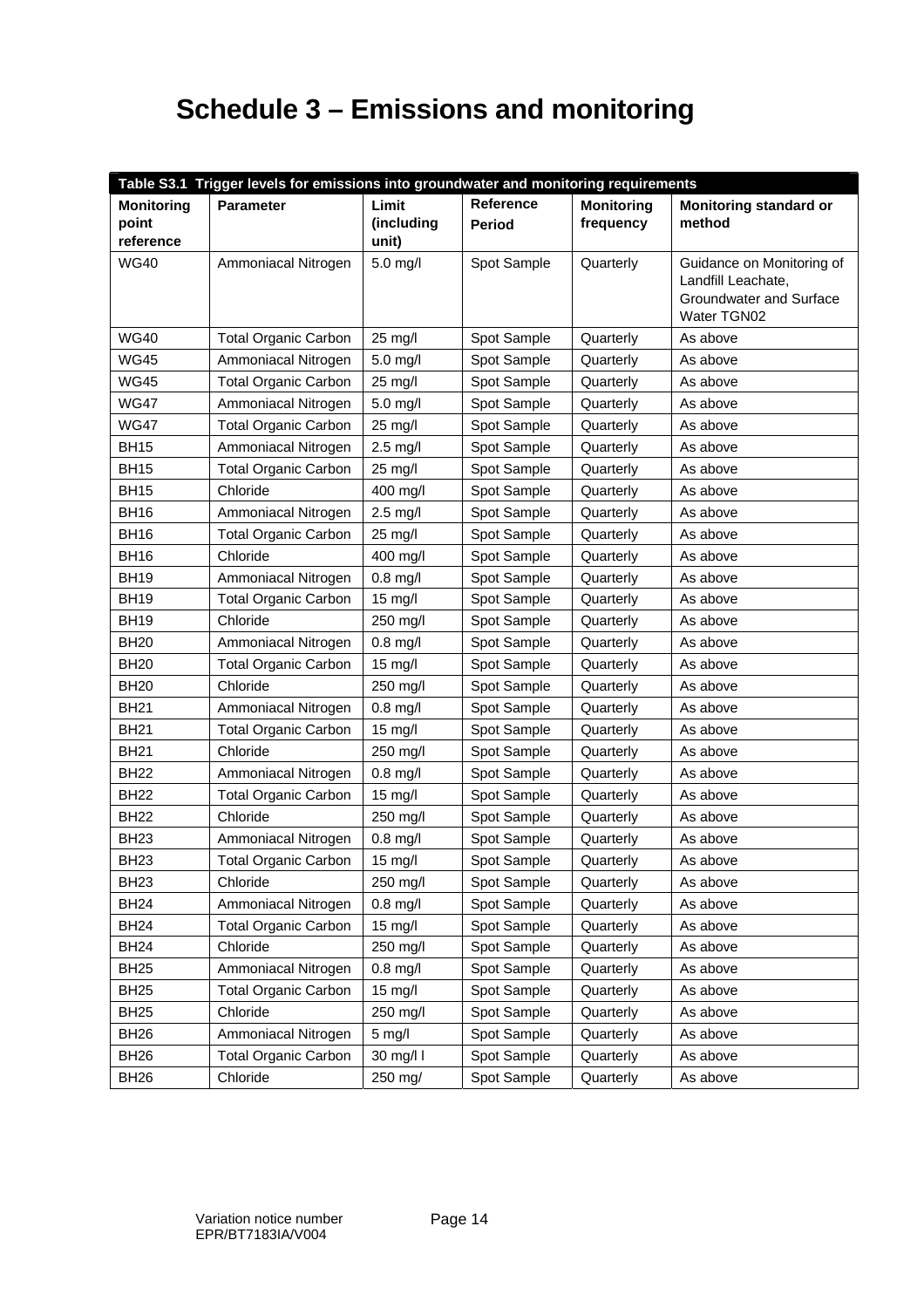# Schedule 3 – Emissions and monitoring

| Table S3.1 Trigger levels for emissions into groundwater and monitoring requirements | | | | | |
|---|---|---|---|---|---|
| **Monitoring point reference** | **Parameter** | **Limit (including unit)** | **Reference Period** | **Monitoring frequency** | **Monitoring standard or method** |
| WG40 | Ammoniacal Nitrogen | 5.0 mg/l | Spot Sample | Quarterly | Guidance on Monitoring of Landfill Leachate, Groundwater and Surface Water TGN02 |
| WG40 | Total Organic Carbon | 25 mg/l | Spot Sample | Quarterly | As above |
| WG45 | Ammoniacal Nitrogen | 5.0 mg/l | Spot Sample | Quarterly | As above |
| WG45 | Total Organic Carbon | 25 mg/l | Spot Sample | Quarterly | As above |
| WG47 | Ammoniacal Nitrogen | 5.0 mg/l | Spot Sample | Quarterly | As above |
| WG47 | Total Organic Carbon | 25 mg/l | Spot Sample | Quarterly | As above |
| BH15 | Ammoniacal Nitrogen | 2.5 mg/l | Spot Sample | Quarterly | As above |
| BH15 | Total Organic Carbon | 25 mg/l | Spot Sample | Quarterly | As above |
| BH15 | Chloride | 400 mg/l | Spot Sample | Quarterly | As above |
| BH16 | Ammoniacal Nitrogen | 2.5 mg/l | Spot Sample | Quarterly | As above |
| BH16 | Total Organic Carbon | 25 mg/l | Spot Sample | Quarterly | As above |
| BH16 | Chloride | 400 mg/l | Spot Sample | Quarterly | As above |
| BH19 | Ammoniacal Nitrogen | 0.8 mg/l | Spot Sample | Quarterly | As above |
| BH19 | Total Organic Carbon | 15 mg/l | Spot Sample | Quarterly | As above |
| BH19 | Chloride | 250 mg/l | Spot Sample | Quarterly | As above |
| BH20 | Ammoniacal Nitrogen | 0.8 mg/l | Spot Sample | Quarterly | As above |
| BH20 | Total Organic Carbon | 15 mg/l | Spot Sample | Quarterly | As above |
| BH20 | Chloride | 250 mg/l | Spot Sample | Quarterly | As above |
| BH21 | Ammoniacal Nitrogen | 0.8 mg/l | Spot Sample | Quarterly | As above |
| BH21 | Total Organic Carbon | 15 mg/l | Spot Sample | Quarterly | As above |
| BH21 | Chloride | 250 mg/l | Spot Sample | Quarterly | As above |
| BH22 | Ammoniacal Nitrogen | 0.8 mg/l | Spot Sample | Quarterly | As above |
| BH22 | Total Organic Carbon | 15 mg/l | Spot Sample | Quarterly | As above |
| BH22 | Chloride | 250 mg/l | Spot Sample | Quarterly | As above |
| BH23 | Ammoniacal Nitrogen | 0.8 mg/l | Spot Sample | Quarterly | As above |
| BH23 | Total Organic Carbon | 15 mg/l | Spot Sample | Quarterly | As above |
| BH23 | Chloride | 250 mg/l | Spot Sample | Quarterly | As above |
| BH24 | Ammoniacal Nitrogen | 0.8 mg/l | Spot Sample | Quarterly | As above |
| BH24 | Total Organic Carbon | 15 mg/l | Spot Sample | Quarterly | As above |
| BH24 | Chloride | 250 mg/l | Spot Sample | Quarterly | As above |
| BH25 | Ammoniacal Nitrogen | 0.8 mg/l | Spot Sample | Quarterly | As above |
| BH25 | Total Organic Carbon | 15 mg/l | Spot Sample | Quarterly | As above |
| BH25 | Chloride | 250 mg/l | Spot Sample | Quarterly | As above |
| BH26 | Ammoniacal Nitrogen | 5 mg/l | Spot Sample | Quarterly | As above |
| BH26 | Total Organic Carbon | 30 mg/l l | Spot Sample | Quarterly | As above |
| BH26 | Chloride | 250 mg/ | Spot Sample | Quarterly | As above |

Variation notice number
EPR/BT7183IA/V004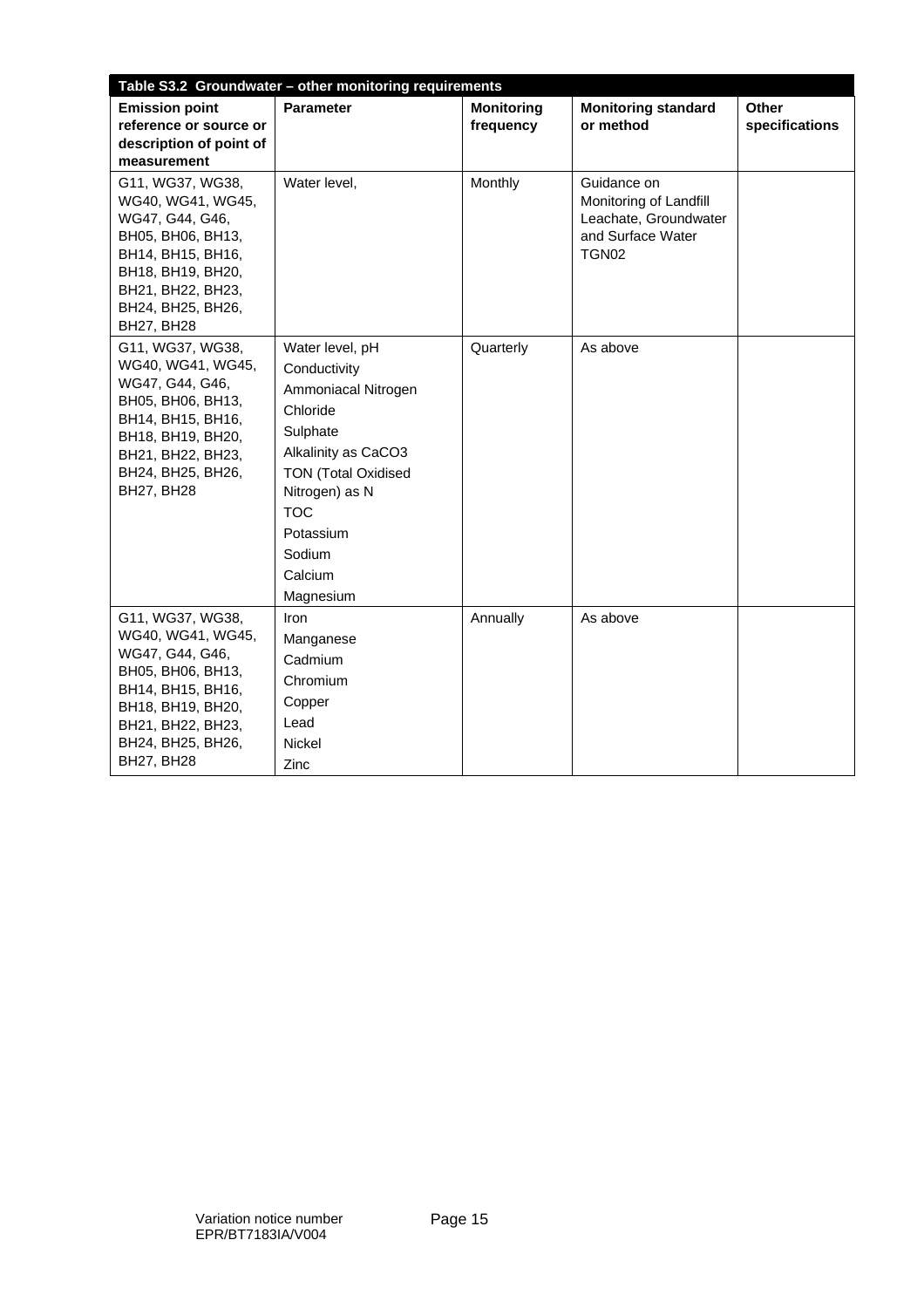**Table S3.2 Groundwater – other monitoring requirements**

| Emission point reference or source or description of point of measurement | Parameter | Monitoring frequency | Monitoring standard or method | Other specifications |
|---|---|---|---|---|
| G11, WG37, WG38, WG40, WG41, WG45, WG47, G44, G46, BH05, BH06, BH13, BH14, BH15, BH16, BH18, BH19, BH20, BH21, BH22, BH23, BH24, BH25, BH26, BH27, BH28 | Water level, | Monthly | Guidance on Monitoring of Landfill Leachate, Groundwater and Surface Water TGN02 | |
| G11, WG37, WG38, WG40, WG41, WG45, WG47, G44, G46, BH05, BH06, BH13, BH14, BH15, BH16, BH18, BH19, BH20, BH21, BH22, BH23, BH24, BH25, BH26, BH27, BH28 | Water level, pH<br>Conductivity<br>Ammoniacal Nitrogen<br>Chloride<br>Sulphate<br>Alkalinity as $CaCO_3$<br>TON (Total Oxidised Nitrogen) as N<br>TOC<br>Potassium<br>Sodium<br>Calcium<br>Magnesium | Quarterly | As above | |
| G11, WG37, WG38, WG40, WG41, WG45, WG47, G44, G46, BH05, BH06, BH13, BH14, BH15, BH16, BH18, BH19, BH20, BH21, BH22, BH23, BH24, BH25, BH26, BH27, BH28 | Iron<br>Manganese<br>Cadmium<br>Chromium<br>Copper<br>Lead<br>Nickel<br>Zinc | Annually | As above | |

Variation notice number EPR/BT7183IA/V004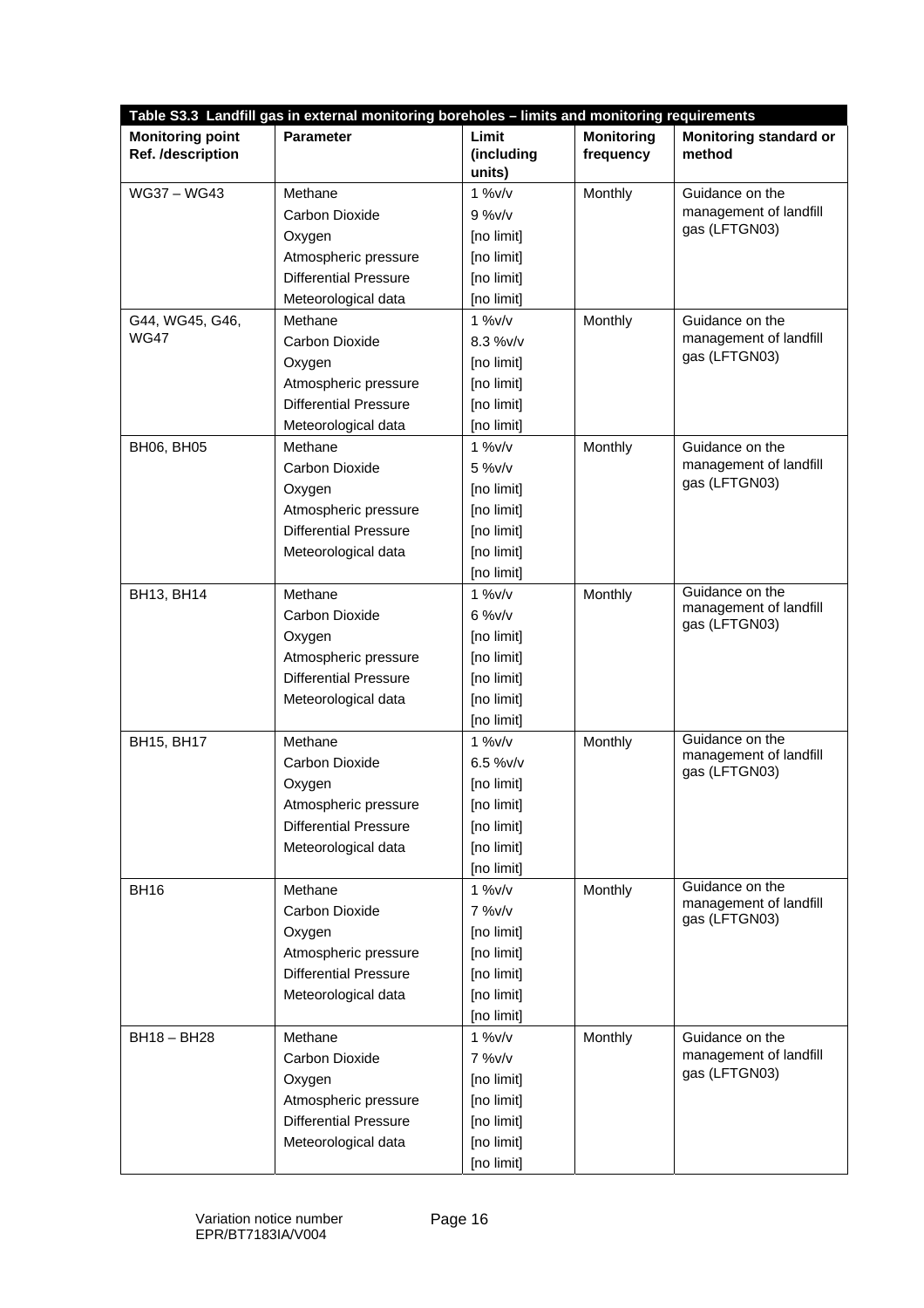| Table S3.3 Landfill gas in external monitoring boreholes – limits and monitoring requirements | | | | |
|---|---|---|---|---|
| **Monitoring point Ref. /description** | **Parameter** | **Limit (including units)** | **Monitoring frequency** | **Monitoring standard or method** |
| WG37 – WG43 | Methane<br>Carbon Dioxide<br>Oxygen<br>Atmospheric pressure<br>Differential Pressure<br>Meteorological data | 1 %v/v<br>9 %v/v<br>[no limit]<br>[no limit]<br>[no limit]<br>[no limit] | Monthly | Guidance on the management of landfill gas (LFTGN03) |
| G44, WG45, G46, WG47 | Methane<br>Carbon Dioxide<br>Oxygen<br>Atmospheric pressure<br>Differential Pressure<br>Meteorological data | 1 %v/v<br>8.3 %v/v<br>[no limit]<br>[no limit]<br>[no limit]<br>[no limit] | Monthly | Guidance on the management of landfill gas (LFTGN03) |
| BH06, BH05 | Methane<br>Carbon Dioxide<br>Oxygen<br>Atmospheric pressure<br>Differential Pressure<br>Meteorological data | 1 %v/v<br>5 %v/v<br>[no limit]<br>[no limit]<br>[no limit]<br>[no limit]<br>[no limit] | Monthly | Guidance on the management of landfill gas (LFTGN03) |
| BH13, BH14 | Methane<br>Carbon Dioxide<br>Oxygen<br>Atmospheric pressure<br>Differential Pressure<br>Meteorological data | 1 %v/v<br>6 %v/v<br>[no limit]<br>[no limit]<br>[no limit]<br>[no limit]<br>[no limit] | Monthly | Guidance on the management of landfill gas (LFTGN03) |
| BH15, BH17 | Methane<br>Carbon Dioxide<br>Oxygen<br>Atmospheric pressure<br>Differential Pressure<br>Meteorological data | 1 %v/v<br>6.5 %v/v<br>[no limit]<br>[no limit]<br>[no limit]<br>[no limit]<br>[no limit] | Monthly | Guidance on the management of landfill gas (LFTGN03) |
| BH16 | Methane<br>Carbon Dioxide<br>Oxygen<br>Atmospheric pressure<br>Differential Pressure<br>Meteorological data | 1 %v/v<br>7 %v/v<br>[no limit]<br>[no limit]<br>[no limit]<br>[no limit]<br>[no limit] | Monthly | Guidance on the management of landfill gas (LFTGN03) |
| BH18 – BH28 | Methane<br>Carbon Dioxide<br>Oxygen<br>Atmospheric pressure<br>Differential Pressure<br>Meteorological data | 1 %v/v<br>7 %v/v<br>[no limit]<br>[no limit]<br>[no limit]<br>[no limit]<br>[no limit] | Monthly | Guidance on the management of landfill gas (LFTGN03) |

Variation notice number
EPR/BT7183IA/V004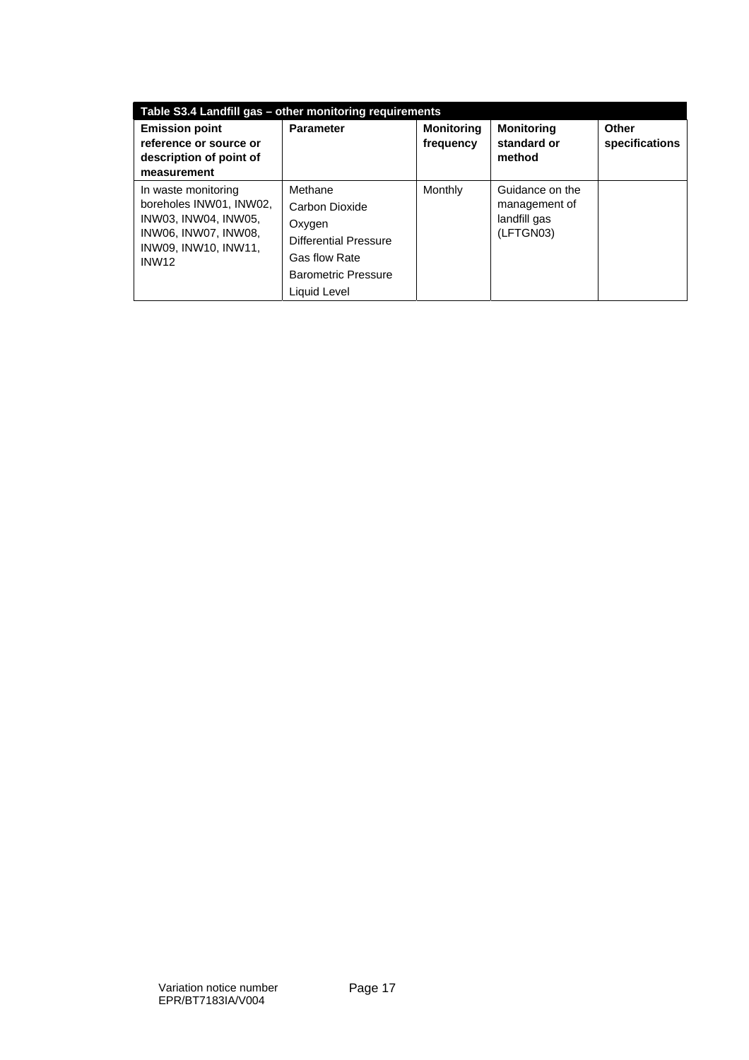| Table S3.4 Landfill gas – other monitoring requirements | | | | |
|---|---|---|---|---|
| **Emission point reference or source or description of point of measurement** | **Parameter** | **Monitoring frequency** | **Monitoring standard or method** | **Other specifications** |
| In waste monitoring boreholes INW01, INW02, INW03, INW04, INW05, INW06, INW07, INW08, INW09, INW10, INW11, INW12 | Methane<br>Carbon Dioxide<br>Oxygen<br>Differential Pressure<br>Gas flow Rate<br>Barometric Pressure<br>Liquid Level | Monthly | Guidance on the management of landfill gas (LFTGN03) | |

Variation notice number EPR/BT7183IA/V004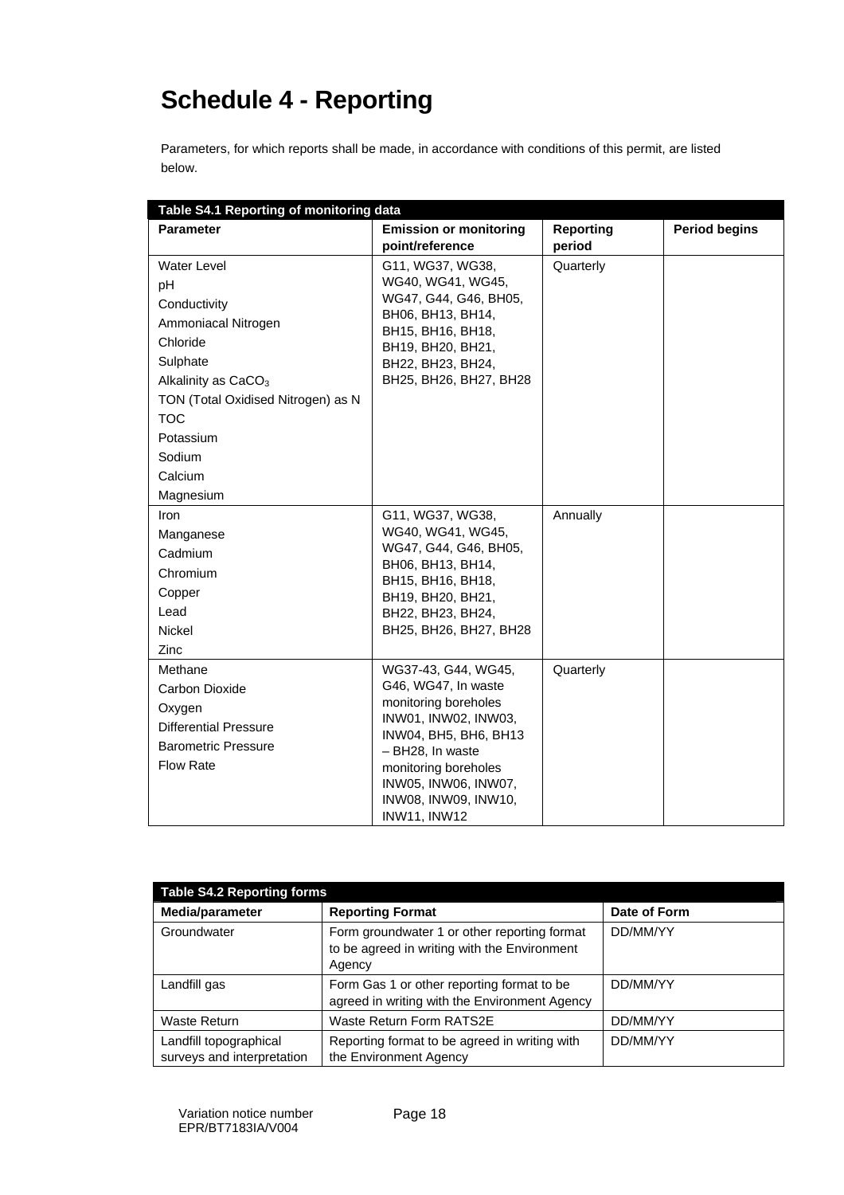# Schedule 4 - Reporting

Parameters, for which reports shall be made, in accordance with conditions of this permit, are listed below.

| Table S4.1 Reporting of monitoring data | | | |
|---|---|---|---|
| **Parameter** | **Emission or monitoring point/reference** | **Reporting period** | **Period begins** |
| Water Level<br>pH<br>Conductivity<br>Ammoniacal Nitrogen<br>Chloride<br>Sulphate<br>Alkalinity as $CaCO_3$<br>TON (Total Oxidised Nitrogen) as N<br>TOC<br>Potassium<br>Sodium<br>Calcium<br>Magnesium | G11, WG37, WG38, WG40, WG41, WG45, WG47, G44, G46, BH05, BH06, BH13, BH14, BH15, BH16, BH18, BH19, BH20, BH21, BH22, BH23, BH24, BH25, BH26, BH27, BH28 | Quarterly | |
| Iron<br>Manganese<br>Cadmium<br>Chromium<br>Copper<br>Lead<br>Nickel<br>Zinc | G11, WG37, WG38, WG40, WG41, WG45, WG47, G44, G46, BH05, BH06, BH13, BH14, BH15, BH16, BH18, BH19, BH20, BH21, BH22, BH23, BH24, BH25, BH26, BH27, BH28 | Annually | |
| Methane<br>Carbon Dioxide<br>Oxygen<br>Differential Pressure<br>Barometric Pressure<br>Flow Rate | WG37-43, G44, WG45, G46, WG47, In waste monitoring boreholes INW01, INW02, INW03, INW04, BH5, BH6, BH13 – BH28, In waste monitoring boreholes INW05, INW06, INW07, INW08, INW09, INW10, INW11, INW12 | Quarterly | |

| Table S4.2 Reporting forms | | |
|---|---|---|
| **Media/parameter** | **Reporting Format** | **Date of Form** |
| Groundwater | Form groundwater 1 or other reporting format to be agreed in writing with the Environment Agency | DD/MM/YY |
| Landfill gas | Form Gas 1 or other reporting format to be agreed in writing with the Environment Agency | DD/MM/YY |
| Waste Return | Waste Return Form RATS2E | DD/MM/YY |
| Landfill topographical surveys and interpretation | Reporting format to be agreed in writing with the Environment Agency | DD/MM/YY |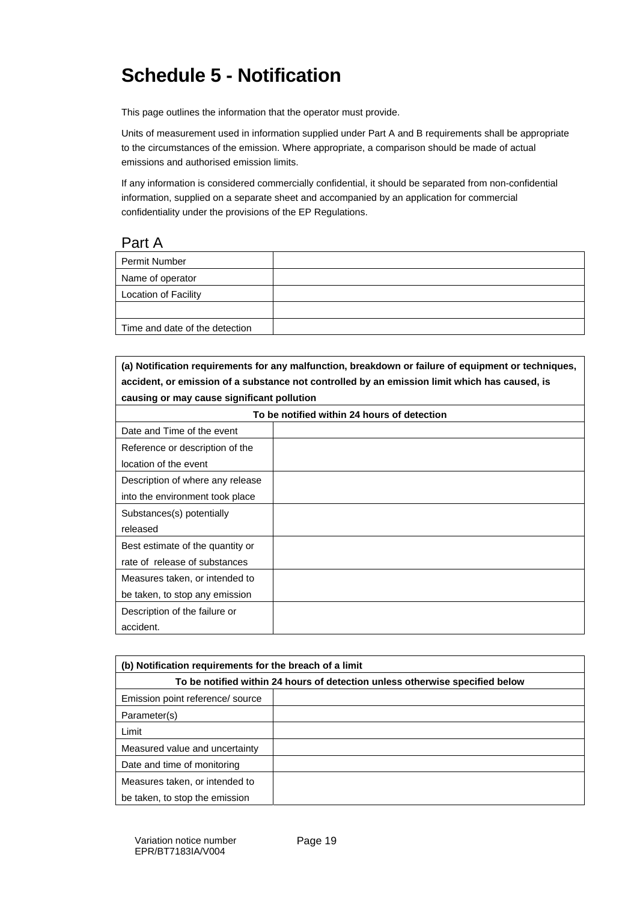# Schedule 5 - Notification

This page outlines the information that the operator must provide.

Units of measurement used in information supplied under Part A and B requirements shall be appropriate to the circumstances of the emission. Where appropriate, a comparison should be made of actual emissions and authorised emission limits.

If any information is considered commercially confidential, it should be separated from non-confidential information, supplied on a separate sheet and accompanied by an application for commercial confidentiality under the provisions of the EP Regulations.

## Part A

| | |
|---|---|
| Permit Number | |
| Name of operator | |
| Location of Facility | |
| | |
| Time and date of the detection | |

| **(a) Notification requirements for any malfunction, breakdown or failure of equipment or techniques, accident, or emission of a substance not controlled by an emission limit which has caused, is causing or may cause significant pollution** | |
|---|---|
| **To be notified within 24 hours of detection** | |
| Date and Time of the event | |
| Reference or description of the location of the event | |
| Description of where any release into the environment took place | |
| Substances(s) potentially released | |
| Best estimate of the quantity or rate of release of substances | |
| Measures taken, or intended to be taken, to stop any emission | |
| Description of the failure or accident. | |

| **(b) Notification requirements for the breach of a limit** | |
|---|---|
| **To be notified within 24 hours of detection unless otherwise specified below** | |
| Emission point reference/ source | |
| Parameter(s) | |
| Limit | |
| Measured value and uncertainty | |
| Date and time of monitoring | |
| Measures taken, or intended to be taken, to stop the emission | |

Variation notice number EPR/BT7183IA/V004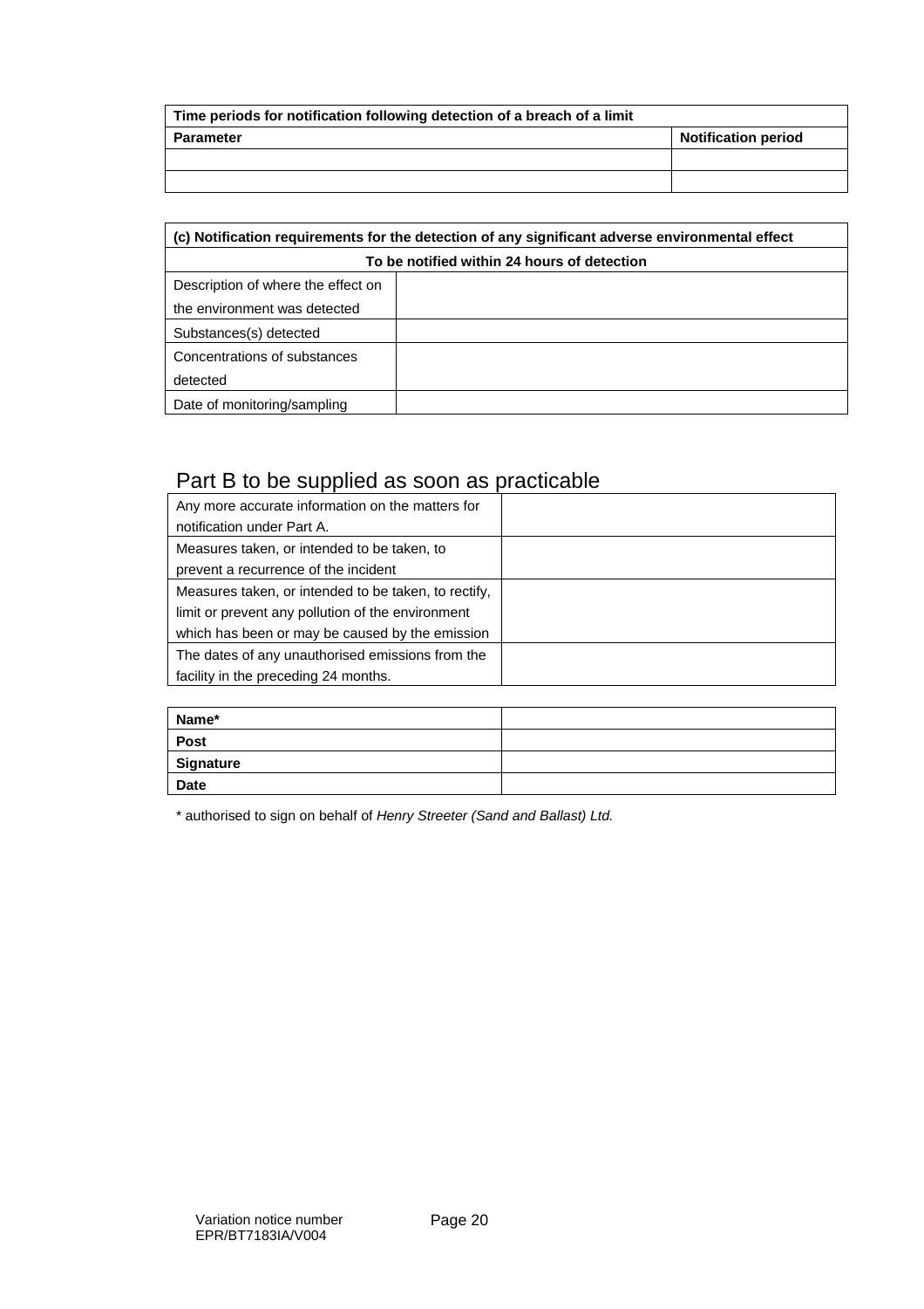| Time periods for notification following detection of a breach of a limit | |
|---|---|
| **Parameter** | **Notification period** |
| | |
| | |

| (c) Notification requirements for the detection of any significant adverse environmental effect | |
|---|---|
| **To be notified within 24 hours of detection** | |
| Description of where the effect on the environment was detected | |
| Substances(s) detected | |
| Concentrations of substances detected | |
| Date of monitoring/sampling | |

## Part B to be supplied as soon as practicable

| | |
|---|---|
| Any more accurate information on the matters for notification under Part A. | |
| Measures taken, or intended to be taken, to prevent a recurrence of the incident | |
| Measures taken, or intended to be taken, to rectify, limit or prevent any pollution of the environment which has been or may be caused by the emission | |
| The dates of any unauthorised emissions from the facility in the preceding 24 months. | |

| | |
|---|---|
| **Name*** | |
| **Post** | |
| **Signature** | |
| **Date** | |

* authorised to sign on behalf of *Henry Streeter (Sand and Ballast) Ltd.*

Variation notice number EPR/BT7183IA/V004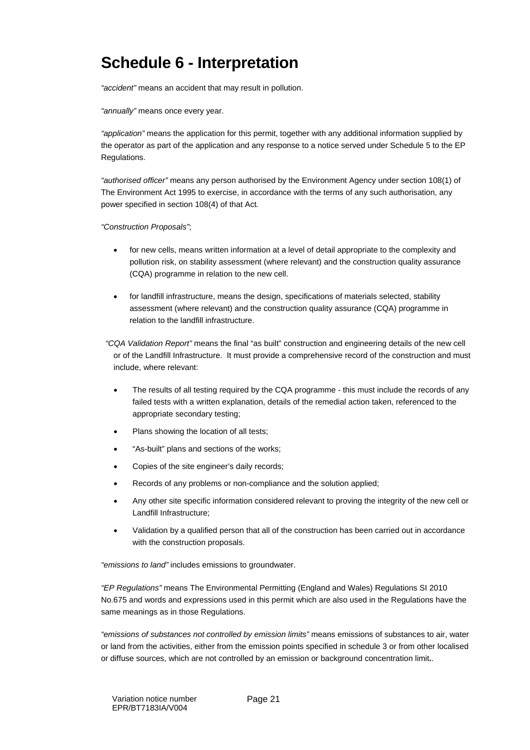# Schedule 6 - Interpretation

*"accident"* means an accident that may result in pollution.

*"annually"* means once every year.

*"application"* means the application for this permit, together with any additional information supplied by the operator as part of the application and any response to a notice served under Schedule 5 to the EP Regulations.

*"authorised officer"* means any person authorised by the Environment Agency under section 108(1) of The Environment Act 1995 to exercise, in accordance with the terms of any such authorisation, any power specified in section 108(4) of that Act*.*

*"Construction Proposals"*;

- for new cells, means written information at a level of detail appropriate to the complexity and pollution risk, on stability assessment (where relevant) and the construction quality assurance (CQA) programme in relation to the new cell.

- for landfill infrastructure, means the design, specifications of materials selected, stability assessment (where relevant) and the construction quality assurance (CQA) programme in relation to the landfill infrastructure.

*"CQA Validation Report"* means the final "as built" construction and engineering details of the new cell or of the Landfill Infrastructure. It must provide a comprehensive record of the construction and must include, where relevant:

- The results of all testing required by the CQA programme - this must include the records of any failed tests with a written explanation, details of the remedial action taken, referenced to the appropriate secondary testing;
- Plans showing the location of all tests;
- "As-built" plans and sections of the works;
- Copies of the site engineer's daily records;
- Records of any problems or non-compliance and the solution applied;
- Any other site specific information considered relevant to proving the integrity of the new cell or Landfill Infrastructure;
- Validation by a qualified person that all of the construction has been carried out in accordance with the construction proposals.

*"emissions to land"* includes emissions to groundwater.

*"EP Regulations"* means The Environmental Permitting (England and Wales) Regulations SI 2010 No.675 and words and expressions used in this permit which are also used in the Regulations have the same meanings as in those Regulations.

*"emissions of substances not controlled by emission limits"* means emissions of substances to air, water or land from the activities, either from the emission points specified in schedule 3 or from other localised or diffuse sources, which are not controlled by an emission or background concentration limit**.**.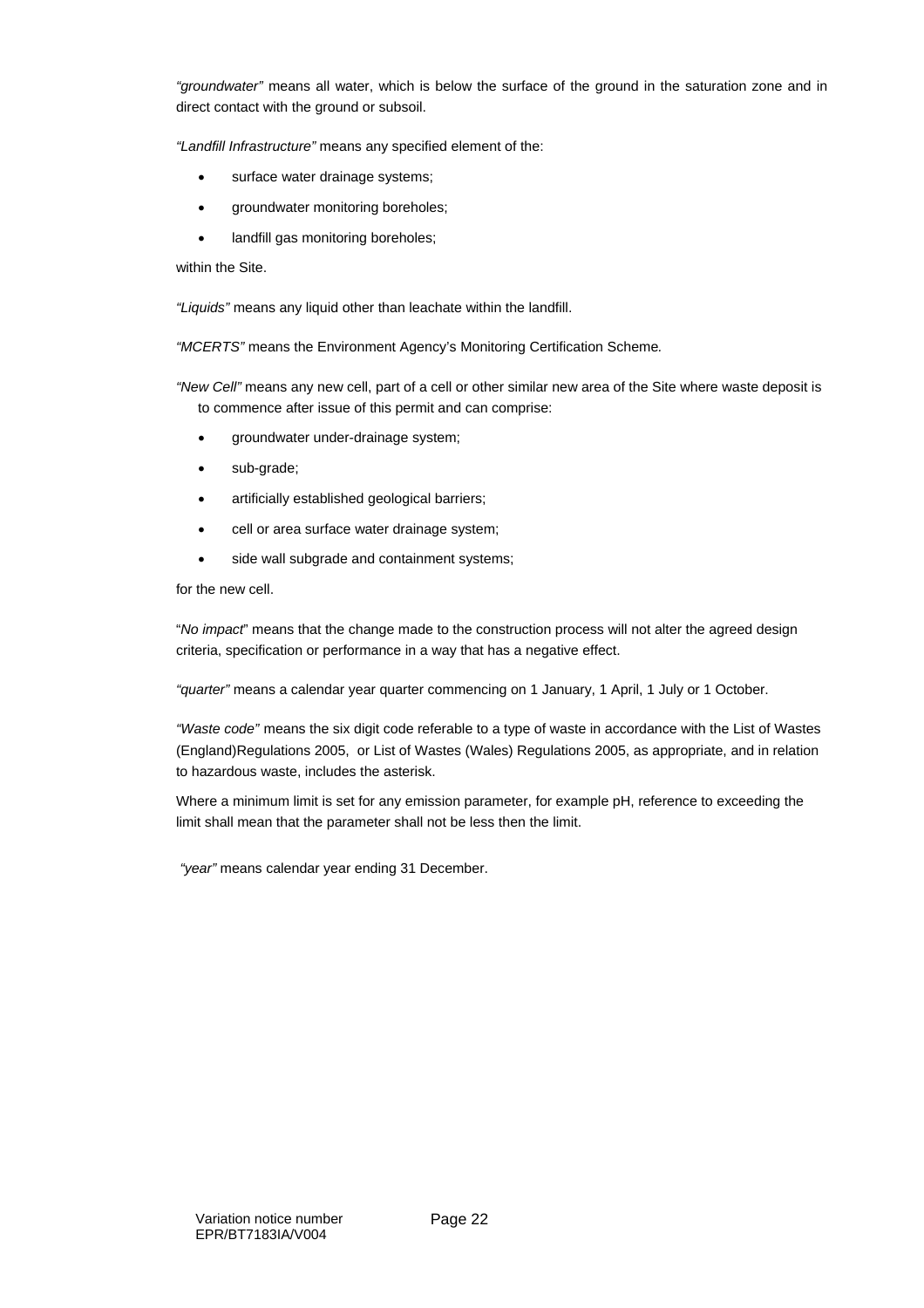*"groundwater"* means all water, which is below the surface of the ground in the saturation zone and in direct contact with the ground or subsoil.

*"Landfill Infrastructure"* means any specified element of the:

- surface water drainage systems;
- groundwater monitoring boreholes;
- landfill gas monitoring boreholes;

within the Site.

*"Liquids"* means any liquid other than leachate within the landfill.

*"MCERTS"* means the Environment Agency's Monitoring Certification Scheme*.*

*"New Cell"* means any new cell, part of a cell or other similar new area of the Site where waste deposit is to commence after issue of this permit and can comprise:

- groundwater under-drainage system;
- sub-grade;
- artificially established geological barriers;
- cell or area surface water drainage system;
- side wall subgrade and containment systems;

for the new cell.

"*No impact*" means that the change made to the construction process will not alter the agreed design criteria, specification or performance in a way that has a negative effect.

*"quarter"* means a calendar year quarter commencing on 1 January, 1 April, 1 July or 1 October.

*"Waste code"* means the six digit code referable to a type of waste in accordance with the List of Wastes (England)Regulations 2005, or List of Wastes (Wales) Regulations 2005, as appropriate, and in relation to hazardous waste, includes the asterisk.

Where a minimum limit is set for any emission parameter, for example pH, reference to exceeding the limit shall mean that the parameter shall not be less then the limit.

*"year"* means calendar year ending 31 December.

Variation notice number EPR/BT7183IA/V004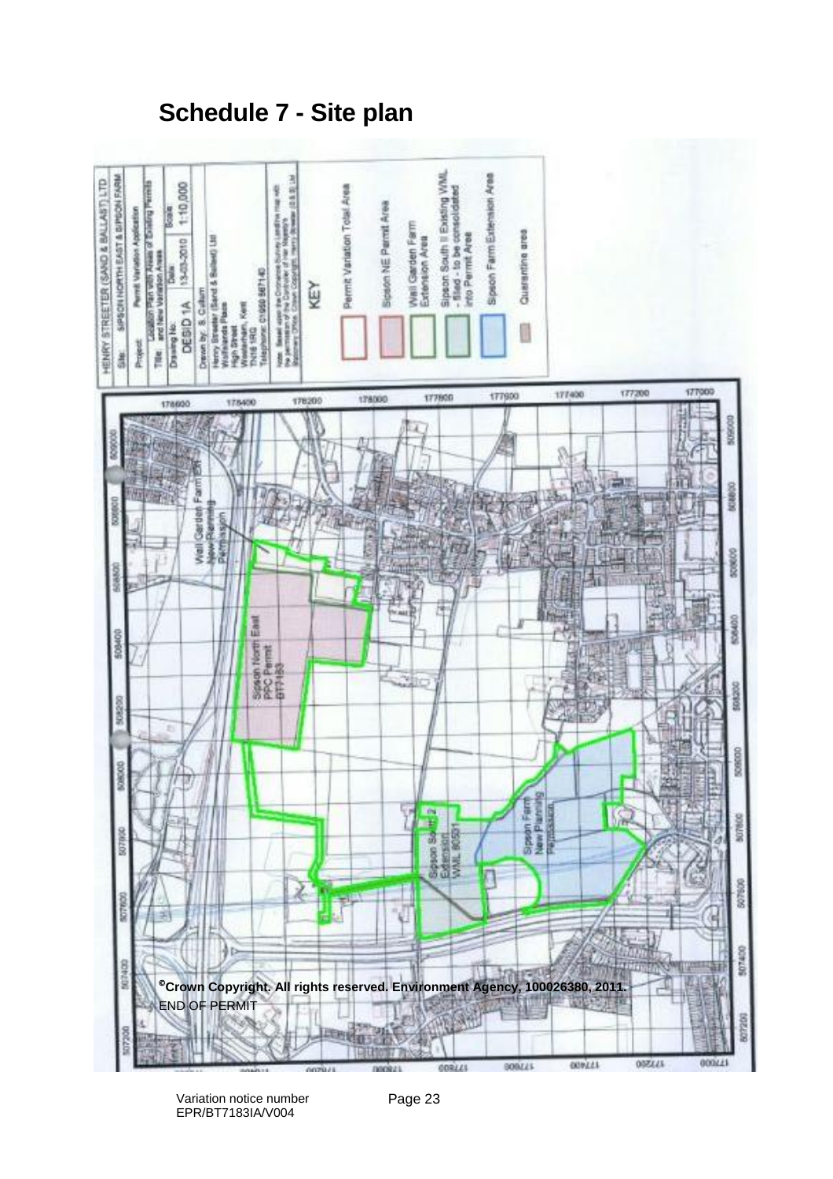# Schedule 7 - Site plan

©Crown Copyright. All rights reserved. Environment Agency, 100026380, 2011.

END OF PERMIT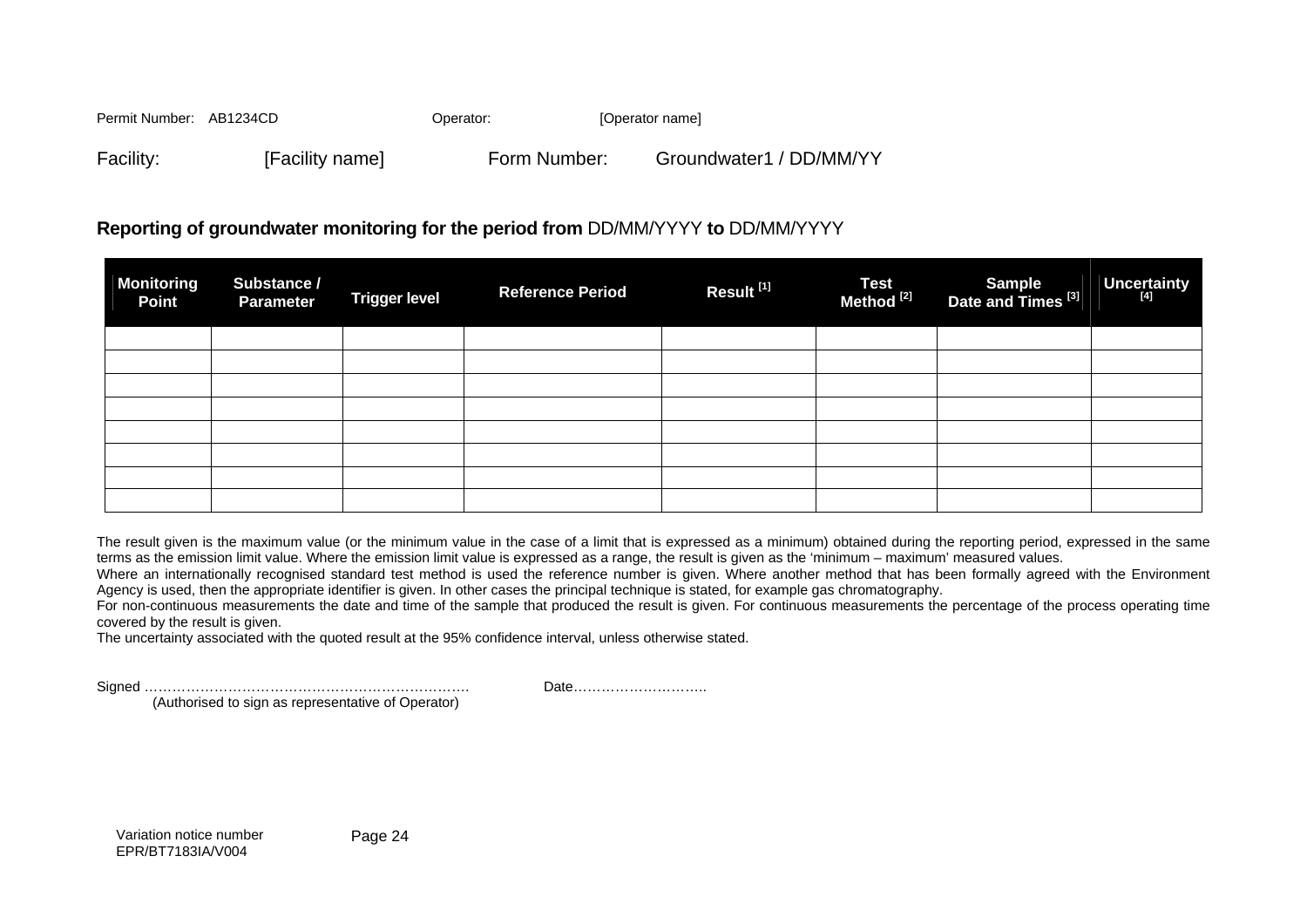Permit Number: AB1234CD Operator: [Operator name]

Facility: [Facility name] Form Number: Groundwater1 / DD/MM/YY

**Reporting of groundwater monitoring for the period from** DD/MM/YYYY **to** DD/MM/YYYY

| Monitoring Point | Substance / Parameter | Trigger level | Reference Period | Result [1] | Test Method [2] | Sample Date and Times [3] | Uncertainty [4] |
|---|---|---|---|---|---|---|---|
| | | | | | | | |
| | | | | | | | |
| | | | | | | | |
| | | | | | | | |
| | | | | | | | |
| | | | | | | | |
| | | | | | | | |
| | | | | | | | |

The result given is the maximum value (or the minimum value in the case of a limit that is expressed as a minimum) obtained during the reporting period, expressed in the same terms as the emission limit value. Where the emission limit value is expressed as a range, the result is given as the 'minimum – maximum' measured values.

Where an internationally recognised standard test method is used the reference number is given. Where another method that has been formally agreed with the Environment Agency is used, then the appropriate identifier is given. In other cases the principal technique is stated, for example gas chromatography.

For non-continuous measurements the date and time of the sample that produced the result is given. For continuous measurements the percentage of the process operating time covered by the result is given.

The uncertainty associated with the quoted result at the 95% confidence interval, unless otherwise stated.

Signed ……………………………………………………………. Date………………………..

(Authorised to sign as representative of Operator)

Variation notice number EPR/BT7183IA/V004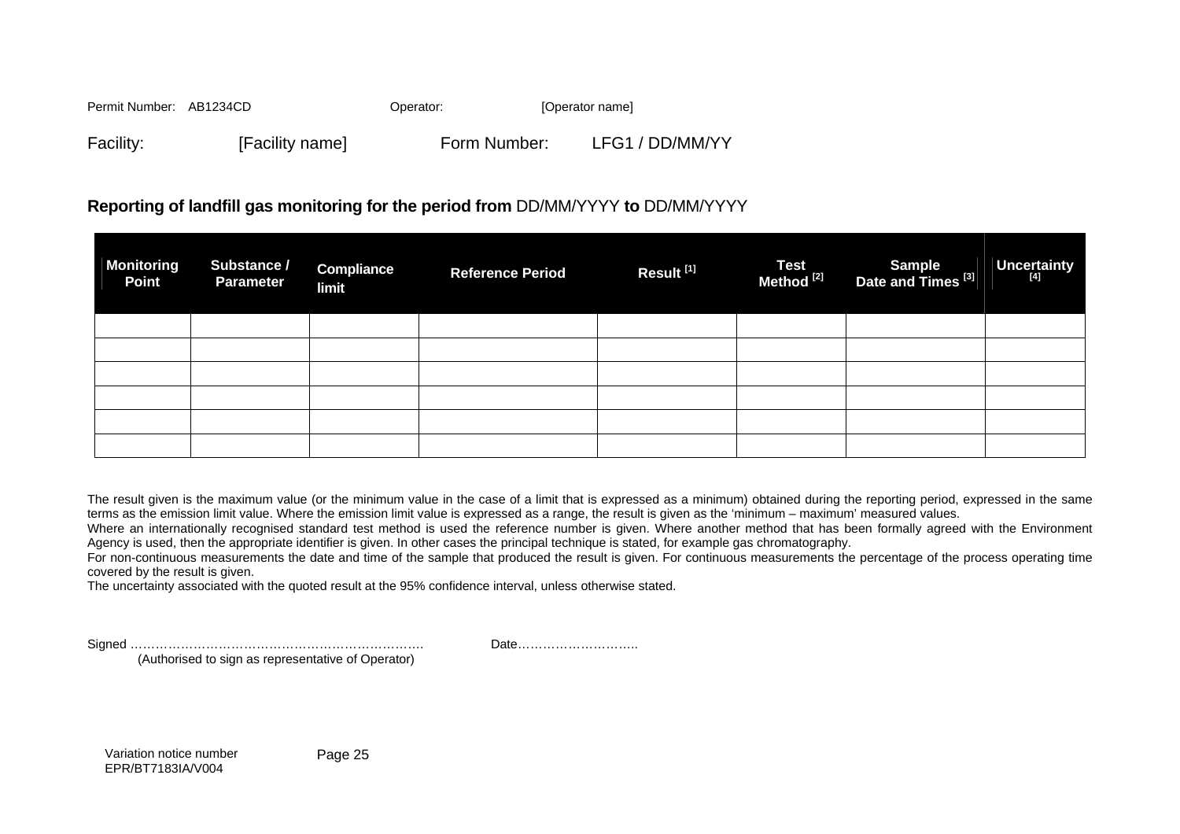Permit Number: AB1234CD Operator: [Operator name]

Facility: [Facility name] Form Number: LFG1 / DD/MM/YY

**Reporting of landfill gas monitoring for the period from** DD/MM/YYYY **to** DD/MM/YYYY

| Monitoring Point | Substance / Parameter | Compliance limit | Reference Period | Result [1] | Test Method [2] | Sample Date and Times [3] | Uncertainty [4] |
|---|---|---|---|---|---|---|---|
| | | | | | | | |
| | | | | | | | |
| | | | | | | | |
| | | | | | | | |
| | | | | | | | |
| | | | | | | | |

The result given is the maximum value (or the minimum value in the case of a limit that is expressed as a minimum) obtained during the reporting period, expressed in the same terms as the emission limit value. Where the emission limit value is expressed as a range, the result is given as the 'minimum – maximum' measured values.

Where an internationally recognised standard test method is used the reference number is given. Where another method that has been formally agreed with the Environment Agency is used, then the appropriate identifier is given. In other cases the principal technique is stated, for example gas chromatography.

For non-continuous measurements the date and time of the sample that produced the result is given. For continuous measurements the percentage of the process operating time covered by the result is given.

The uncertainty associated with the quoted result at the 95% confidence interval, unless otherwise stated.

Signed ………………………………………………………………. Date………………………..

(Authorised to sign as representative of Operator)

Variation notice number
EPR/BT7183IA/V004